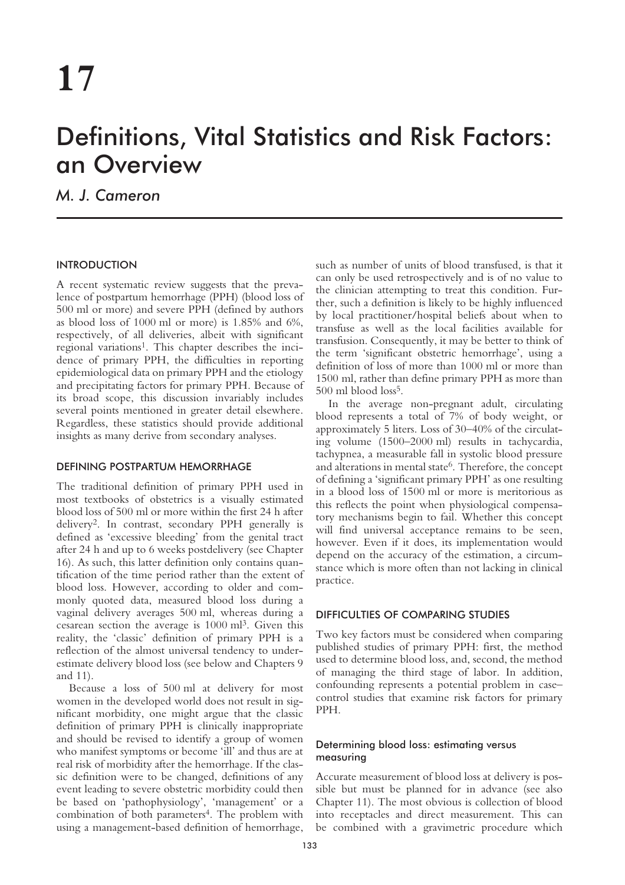# 17

# Definitions, Vital Statistics and Risk Factors: an Overview

*M. J. Cameron*

## INTRODUCTION

A recent systematic review suggests that the prevalence of postpartum hemorrhage (PPH) (blood loss of 500 ml or more) and severe PPH (defined by authors as blood loss of 1000 ml or more) is 1.85% and 6%, respectively, of all deliveries, albeit with significant regional variations[1]. This chapter describes the incidence of primary PPH, the difficulties in reporting epidemiological data on primary PPH and the etiology and precipitating factors for primary PPH. Because of its broad scope, this discussion invariably includes several points mentioned in greater detail elsewhere. Regardless, these statistics should provide additional insights as many derive from secondary analyses.

## DEFINING POSTPARTUM HEMORRHAGE

The traditional definition of primary PPH used in most textbooks of obstetrics is a visually estimated blood loss of 500 ml or more within the first 24 h after delivery[2]. In contrast, secondary PPH generally is defined as 'excessive bleeding' from the genital tract after 24 h and up to 6 weeks postdelivery (see Chapter 16). As such, this latter definition only contains quantification of the time period rather than the extent of blood loss. However, according to older and commonly quoted data, measured blood loss during a vaginal delivery averages 500 ml, whereas during a cesarean section the average is 1000 ml[3]. Given this reality, the 'classic' definition of primary PPH is a reflection of the almost universal tendency to underestimate delivery blood loss (see below and Chapters 9 and 11).

Because a loss of 500 ml at delivery for most women in the developed world does not result in significant morbidity, one might argue that the classic definition of primary PPH is clinically inappropriate and should be revised to identify a group of women who manifest symptoms or become 'ill' and thus are at real risk of morbidity after the hemorrhage. If the classic definition were to be changed, definitions of any event leading to severe obstetric morbidity could then be based on 'pathophysiology', 'management' or a combination of both parameters[4]. The problem with using a management-based definition of hemorrhage, such as number of units of blood transfused, is that it can only be used retrospectively and is of no value to the clinician attempting to treat this condition. Further, such a definition is likely to be highly influenced by local practitioner/hospital beliefs about when to transfuse as well as the local facilities available for transfusion. Consequently, it may be better to think of the term 'significant obstetric hemorrhage', using a definition of loss of more than 1000 ml or more than 1500 ml, rather than define primary PPH as more than 500 ml blood loss[5].

In the average non-pregnant adult, circulating blood represents a total of 7% of body weight, or approximately 5 liters. Loss of 30–40% of the circulating volume (1500–2000 ml) results in tachycardia, tachypnea, a measurable fall in systolic blood pressure and alterations in mental state[6]. Therefore, the concept of defining a 'significant primary PPH' as one resulting in a blood loss of 1500 ml or more is meritorious as this reflects the point when physiological compensatory mechanisms begin to fail. Whether this concept will find universal acceptance remains to be seen, however. Even if it does, its implementation would depend on the accuracy of the estimation, a circumstance which is more often than not lacking in clinical practice.

## DIFFICULTIES OF COMPARING STUDIES

Two key factors must be considered when comparing published studies of primary PPH: first, the method used to determine blood loss, and, second, the method of managing the third stage of labor. In addition, confounding represents a potential problem in case–control studies that examine risk factors for primary PPH.

### Determining blood loss: estimating versus measuring

Accurate measurement of blood loss at delivery is possible but must be planned for in advance (see also Chapter 11). The most obvious is collection of blood into receptacles and direct measurement. This can be combined with a gravimetric procedure which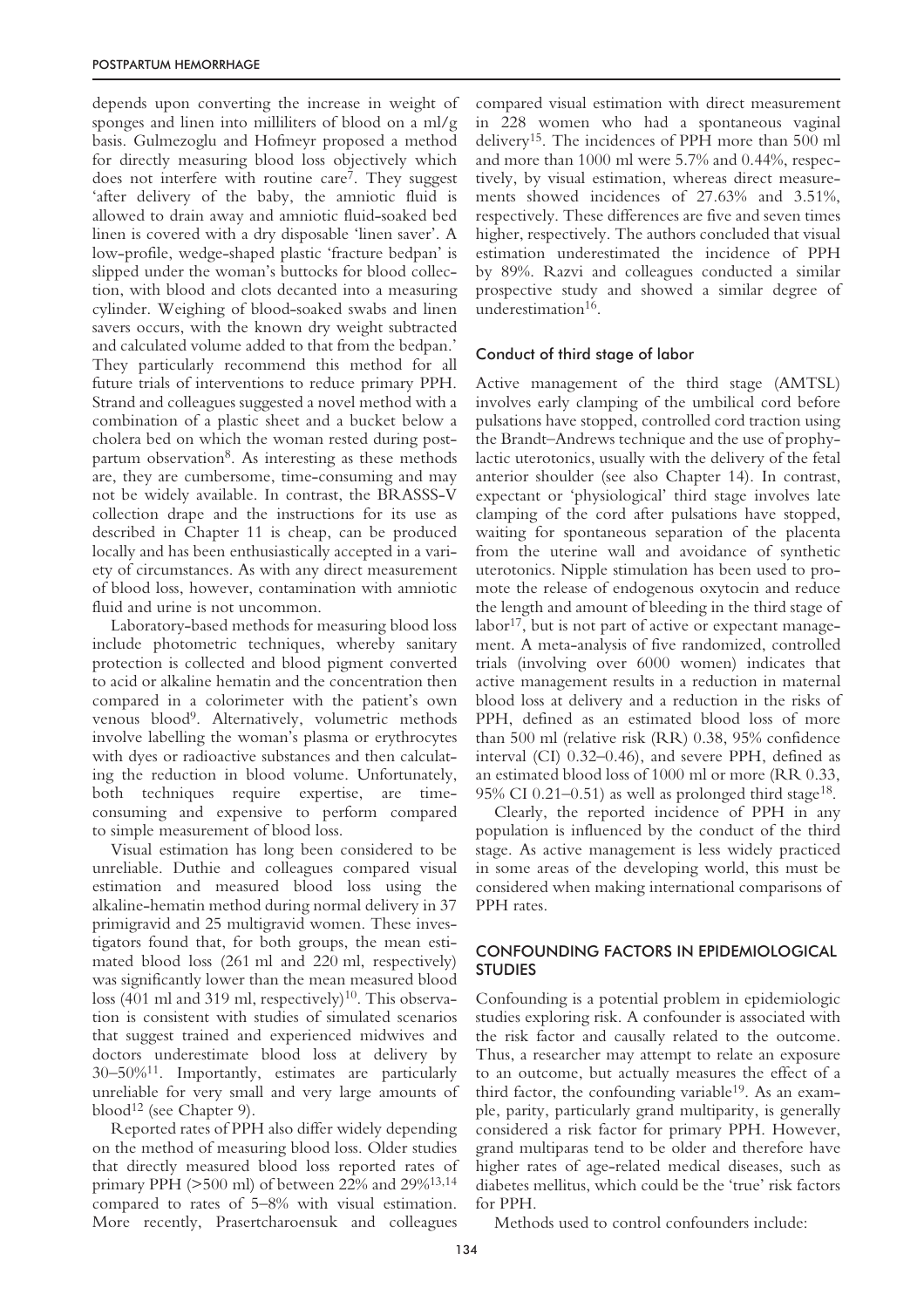depends upon converting the increase in weight of sponges and linen into milliliters of blood on a ml/g basis. Gulmezoglu and Hofmeyr proposed a method for directly measuring blood loss objectively which does not interfere with routine care[7]. They suggest 'after delivery of the baby, the amniotic fluid is allowed to drain away and amniotic fluid-soaked bed linen is covered with a dry disposable 'linen saver'. A low-profile, wedge-shaped plastic 'fracture bedpan' is slipped under the woman's buttocks for blood collection, with blood and clots decanted into a measuring cylinder. Weighing of blood-soaked swabs and linen savers occurs, with the known dry weight subtracted and calculated volume added to that from the bedpan.' They particularly recommend this method for all future trials of interventions to reduce primary PPH. Strand and colleagues suggested a novel method with a combination of a plastic sheet and a bucket below a cholera bed on which the woman rested during postpartum observation[8]. As interesting as these methods are, they are cumbersome, time-consuming and may not be widely available. In contrast, the BRASSS-V collection drape and the instructions for its use as described in Chapter 11 is cheap, can be produced locally and has been enthusiastically accepted in a variety of circumstances. As with any direct measurement of blood loss, however, contamination with amniotic fluid and urine is not uncommon.

Laboratory-based methods for measuring blood loss include photometric techniques, whereby sanitary protection is collected and blood pigment converted to acid or alkaline hematin and the concentration then compared in a colorimeter with the patient's own venous blood[9]. Alternatively, volumetric methods involve labelling the woman's plasma or erythrocytes with dyes or radioactive substances and then calculating the reduction in blood volume. Unfortunately, both techniques require expertise, are time-consuming and expensive to perform compared to simple measurement of blood loss.

Visual estimation has long been considered to be unreliable. Duthie and colleagues compared visual estimation and measured blood loss using the alkaline-hematin method during normal delivery in 37 primigravid and 25 multigravid women. These investigators found that, for both groups, the mean estimated blood loss (261 ml and 220 ml, respectively) was significantly lower than the mean measured blood loss (401 ml and 319 ml, respectively)[10]. This observation is consistent with studies of simulated scenarios that suggest trained and experienced midwives and doctors underestimate blood loss at delivery by 30–50%[11]. Importantly, estimates are particularly unreliable for very small and very large amounts of blood[12] (see Chapter 9).

Reported rates of PPH also differ widely depending on the method of measuring blood loss. Older studies that directly measured blood loss reported rates of primary PPH (>500 ml) of between 22% and 29%[13,14] compared to rates of 5–8% with visual estimation. More recently, Prasertcharoensuk and colleagues compared visual estimation with direct measurement in 228 women who had a spontaneous vaginal delivery[15]. The incidences of PPH more than 500 ml and more than 1000 ml were 5.7% and 0.44%, respectively, by visual estimation, whereas direct measurements showed incidences of 27.63% and 3.51%, respectively. These differences are five and seven times higher, respectively. The authors concluded that visual estimation underestimated the incidence of PPH by 89%. Razvi and colleagues conducted a similar prospective study and showed a similar degree of underestimation[16].

### Conduct of third stage of labor

Active management of the third stage (AMTSL) involves early clamping of the umbilical cord before pulsations have stopped, controlled cord traction using the Brandt–Andrews technique and the use of prophylactic uterotonics, usually with the delivery of the fetal anterior shoulder (see also Chapter 14). In contrast, expectant or 'physiological' third stage involves late clamping of the cord after pulsations have stopped, waiting for spontaneous separation of the placenta from the uterine wall and avoidance of synthetic uterotonics. Nipple stimulation has been used to promote the release of endogenous oxytocin and reduce the length and amount of bleeding in the third stage of labor[17], but is not part of active or expectant management. A meta-analysis of five randomized, controlled trials (involving over 6000 women) indicates that active management results in a reduction in maternal blood loss at delivery and a reduction in the risks of PPH, defined as an estimated blood loss of more than 500 ml (relative risk (RR) 0.38, 95% confidence interval (CI) 0.32–0.46), and severe PPH, defined as an estimated blood loss of 1000 ml or more (RR 0.33, 95% CI 0.21–0.51) as well as prolonged third stage[18].

Clearly, the reported incidence of PPH in any population is influenced by the conduct of the third stage. As active management is less widely practiced in some areas of the developing world, this must be considered when making international comparisons of PPH rates.

## CONFOUNDING FACTORS IN EPIDEMIOLOGICAL STUDIES

Confounding is a potential problem in epidemiologic studies exploring risk. A confounder is associated with the risk factor and causally related to the outcome. Thus, a researcher may attempt to relate an exposure to an outcome, but actually measures the effect of a third factor, the confounding variable[19]. As an example, parity, particularly grand multiparity, is generally considered a risk factor for primary PPH. However, grand multiparas tend to be older and therefore have higher rates of age-related medical diseases, such as diabetes mellitus, which could be the 'true' risk factors for PPH.

Methods used to control confounders include: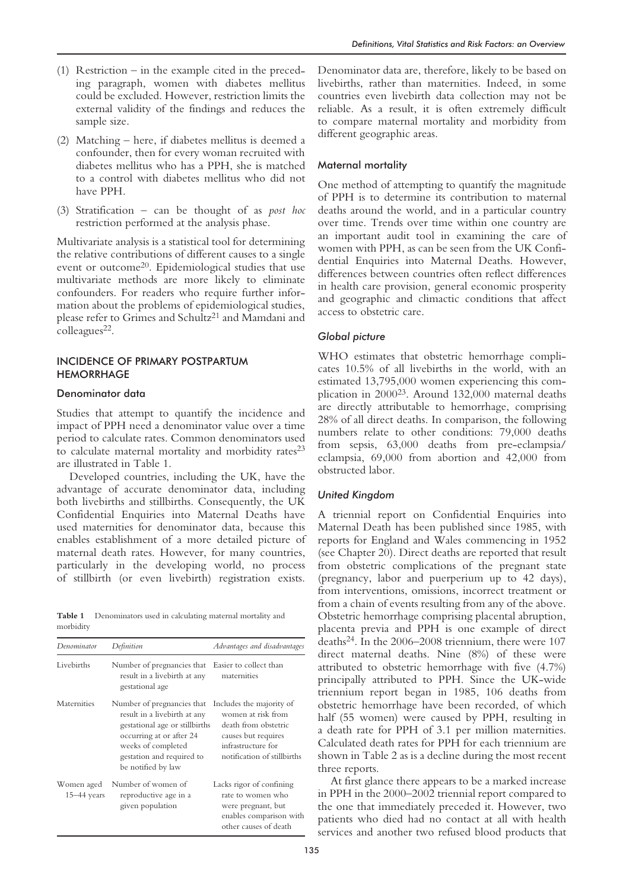(1) Restriction – in the example cited in the preceding paragraph, women with diabetes mellitus could be excluded. However, restriction limits the external validity of the findings and reduces the sample size.

(2) Matching – here, if diabetes mellitus is deemed a confounder, then for every woman recruited with diabetes mellitus who has a PPH, she is matched to a control with diabetes mellitus who did not have PPH.

(3) Stratification – can be thought of as *post hoc* restriction performed at the analysis phase.

Multivariate analysis is a statistical tool for determining the relative contributions of different causes to a single event or outcome[20]. Epidemiological studies that use multivariate methods are more likely to eliminate confounders. For readers who require further information about the problems of epidemiological studies, please refer to Grimes and Schultz[21] and Mamdani and colleagues[22].

## INCIDENCE OF PRIMARY POSTPARTUM HEMORRHAGE

### Denominator data

Studies that attempt to quantify the incidence and impact of PPH need a denominator value over a time period to calculate rates. Common denominators used to calculate maternal mortality and morbidity rates[23] are illustrated in Table 1.

Developed countries, including the UK, have the advantage of accurate denominator data, including both livebirths and stillbirths. Consequently, the UK Confidential Enquiries into Maternal Deaths have used maternities for denominator data, because this enables establishment of a more detailed picture of maternal death rates. However, for many countries, particularly in the developing world, no process of stillbirth (or even livebirth) registration exists.

**Table 1** Denominators used in calculating maternal mortality and morbidity

| *Denominator* | *Definition* | *Advantages and disadvantages* |
|---|---|---|
| Livebirths | Number of pregnancies that result in a livebirth at any gestational age | Easier to collect than maternities |
| Maternities | Number of pregnancies that result in a livebirth at any gestational age or stillbirths occurring at or after 24 weeks of completed gestation and required to be notified by law | Includes the majority of women at risk from death from obstetric causes but requires infrastructure for notification of stillbirths |
| Women aged 15–44 years | Number of women of reproductive age in a given population | Lacks rigor of confining rate to women who were pregnant, but enables comparison with other causes of death |

Denominator data are, therefore, likely to be based on livebirths, rather than maternities. Indeed, in some countries even livebirth data collection may not be reliable. As a result, it is often extremely difficult to compare maternal mortality and morbidity from different geographic areas.

### Maternal mortality

One method of attempting to quantify the magnitude of PPH is to determine its contribution to maternal deaths around the world, and in a particular country over time. Trends over time within one country are an important audit tool in examining the care of women with PPH, as can be seen from the UK Confidential Enquiries into Maternal Deaths. However, differences between countries often reflect differences in health care provision, general economic prosperity and geographic and climactic conditions that affect access to obstetric care.

#### *Global picture*

WHO estimates that obstetric hemorrhage complicates 10.5% of all livebirths in the world, with an estimated 13,795,000 women experiencing this complication in 2000[23]. Around 132,000 maternal deaths are directly attributable to hemorrhage, comprising 28% of all direct deaths. In comparison, the following numbers relate to other conditions: 79,000 deaths from sepsis, 63,000 deaths from pre-eclampsia/eclampsia, 69,000 from abortion and 42,000 from obstructed labor.

#### *United Kingdom*

A triennial report on Confidential Enquiries into Maternal Death has been published since 1985, with reports for England and Wales commencing in 1952 (see Chapter 20). Direct deaths are reported that result from obstetric complications of the pregnant state (pregnancy, labor and puerperium up to 42 days), from interventions, omissions, incorrect treatment or from a chain of events resulting from any of the above. Obstetric hemorrhage comprising placental abruption, placenta previa and PPH is one example of direct deaths[24]. In the 2006–2008 triennium, there were 107 direct maternal deaths. Nine (8%) of these were attributed to obstetric hemorrhage with five (4.7%) principally attributed to PPH. Since the UK-wide triennium report began in 1985, 106 deaths from obstetric hemorrhage have been recorded, of which half (55 women) were caused by PPH, resulting in a death rate for PPH of 3.1 per million maternities. Calculated death rates for PPH for each triennium are shown in Table 2 as is a decline during the most recent three reports.

At first glance there appears to be a marked increase in PPH in the 2000–2002 triennial report compared to the one that immediately preceded it. However, two patients who died had no contact at all with health services and another two refused blood products that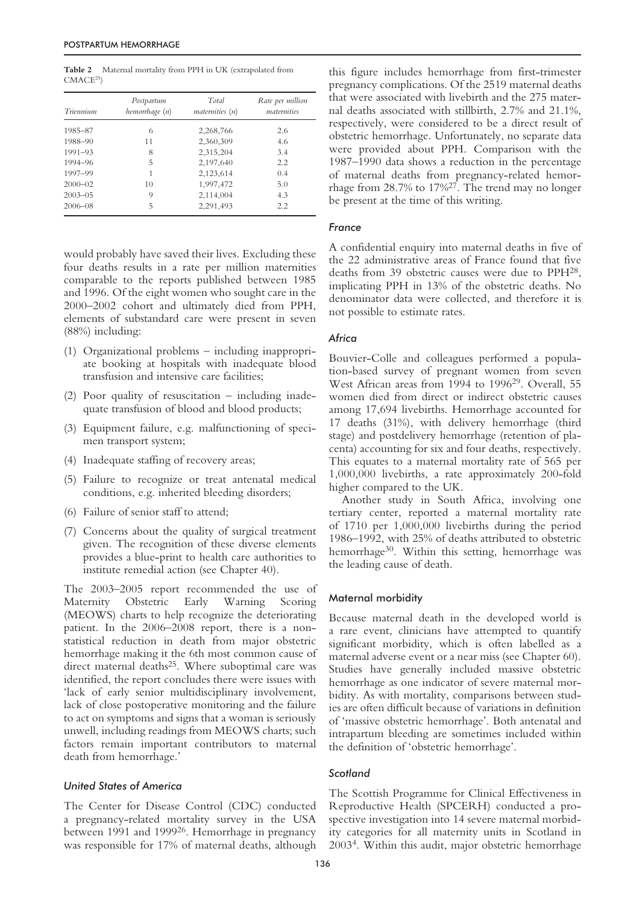**Table 2** Maternal mortality from PPH in UK (extrapolated from CMACE[25])

| Triennium | Postpartum hemorrhage (n) | Total maternities (n) | Rate per million maternities |
|---|---|---|---|
| 1985–87 | 6 | 2,268,766 | 2.6 |
| 1988–90 | 11 | 2,360,309 | 4.6 |
| 1991–93 | 8 | 2,315,204 | 3.4 |
| 1994–96 | 5 | 2,197,640 | 2.2 |
| 1997–99 | 1 | 2,123,614 | 0.4 |
| 2000–02 | 10 | 1,997,472 | 5.0 |
| 2003–05 | 9 | 2,114,004 | 4.3 |
| 2006–08 | 5 | 2,291,493 | 2.2 |

would probably have saved their lives. Excluding these four deaths results in a rate per million maternities comparable to the reports published between 1985 and 1996. Of the eight women who sought care in the 2000–2002 cohort and ultimately died from PPH, elements of substandard care were present in seven (88%) including:

(1) Organizational problems – including inappropriate booking at hospitals with inadequate blood transfusion and intensive care facilities;

(2) Poor quality of resuscitation – including inadequate transfusion of blood and blood products;

(3) Equipment failure, e.g. malfunctioning of specimen transport system;

(4) Inadequate staffing of recovery areas;

(5) Failure to recognize or treat antenatal medical conditions, e.g. inherited bleeding disorders;

(6) Failure of senior staff to attend;

(7) Concerns about the quality of surgical treatment given. The recognition of these diverse elements provides a blue-print to health care authorities to institute remedial action (see Chapter 40).

The 2003–2005 report recommended the use of Maternity Obstetric Early Warning Scoring (MEOWS) charts to help recognize the deteriorating patient. In the 2006–2008 report, there is a non-statistical reduction in death from major obstetric hemorrhage making it the 6th most common cause of direct maternal deaths[25]. Where suboptimal care was identified, the report concludes there were issues with 'lack of early senior multidisciplinary involvement, lack of close postoperative monitoring and the failure to act on symptoms and signs that a woman is seriously unwell, including readings from MEOWS charts; such factors remain important contributors to maternal death from hemorrhage.'

### *United States of America*

The Center for Disease Control (CDC) conducted a pregnancy-related mortality survey in the USA between 1991 and 1999[26]. Hemorrhage in pregnancy was responsible for 17% of maternal deaths, although this figure includes hemorrhage from first-trimester pregnancy complications. Of the 2519 maternal deaths that were associated with livebirth and the 275 maternal deaths associated with stillbirth, 2.7% and 21.1%, respectively, were considered to be a direct result of obstetric hemorrhage. Unfortunately, no separate data were provided about PPH. Comparison with the 1987–1990 data shows a reduction in the percentage of maternal deaths from pregnancy-related hemorrhage from 28.7% to 17%[27]. The trend may no longer be present at the time of this writing.

### *France*

A confidential enquiry into maternal deaths in five of the 22 administrative areas of France found that five deaths from 39 obstetric causes were due to PPH[28], implicating PPH in 13% of the obstetric deaths. No denominator data were collected, and therefore it is not possible to estimate rates.

### *Africa*

Bouvier-Colle and colleagues performed a population-based survey of pregnant women from seven West African areas from 1994 to 1996[29]. Overall, 55 women died from direct or indirect obstetric causes among 17,694 livebirths. Hemorrhage accounted for 17 deaths (31%), with delivery hemorrhage (third stage) and postdelivery hemorrhage (retention of placenta) accounting for six and four deaths, respectively. This equates to a maternal mortality rate of 565 per 1,000,000 livebirths, a rate approximately 200-fold higher compared to the UK.

Another study in South Africa, involving one tertiary center, reported a maternal mortality rate of 1710 per 1,000,000 livebirths during the period 1986–1992, with 25% of deaths attributed to obstetric hemorrhage[30]. Within this setting, hemorrhage was the leading cause of death.

## Maternal morbidity

Because maternal death in the developed world is a rare event, clinicians have attempted to quantify significant morbidity, which is often labelled as a maternal adverse event or a near miss (see Chapter 60). Studies have generally included massive obstetric hemorrhage as one indicator of severe maternal morbidity. As with mortality, comparisons between studies are often difficult because of variations in definition of 'massive obstetric hemorrhage'. Both antenatal and intrapartum bleeding are sometimes included within the definition of 'obstetric hemorrhage'.

### *Scotland*

The Scottish Programme for Clinical Effectiveness in Reproductive Health (SPCERH) conducted a prospective investigation into 14 severe maternal morbidity categories for all maternity units in Scotland in 2003[4]. Within this audit, major obstetric hemorrhage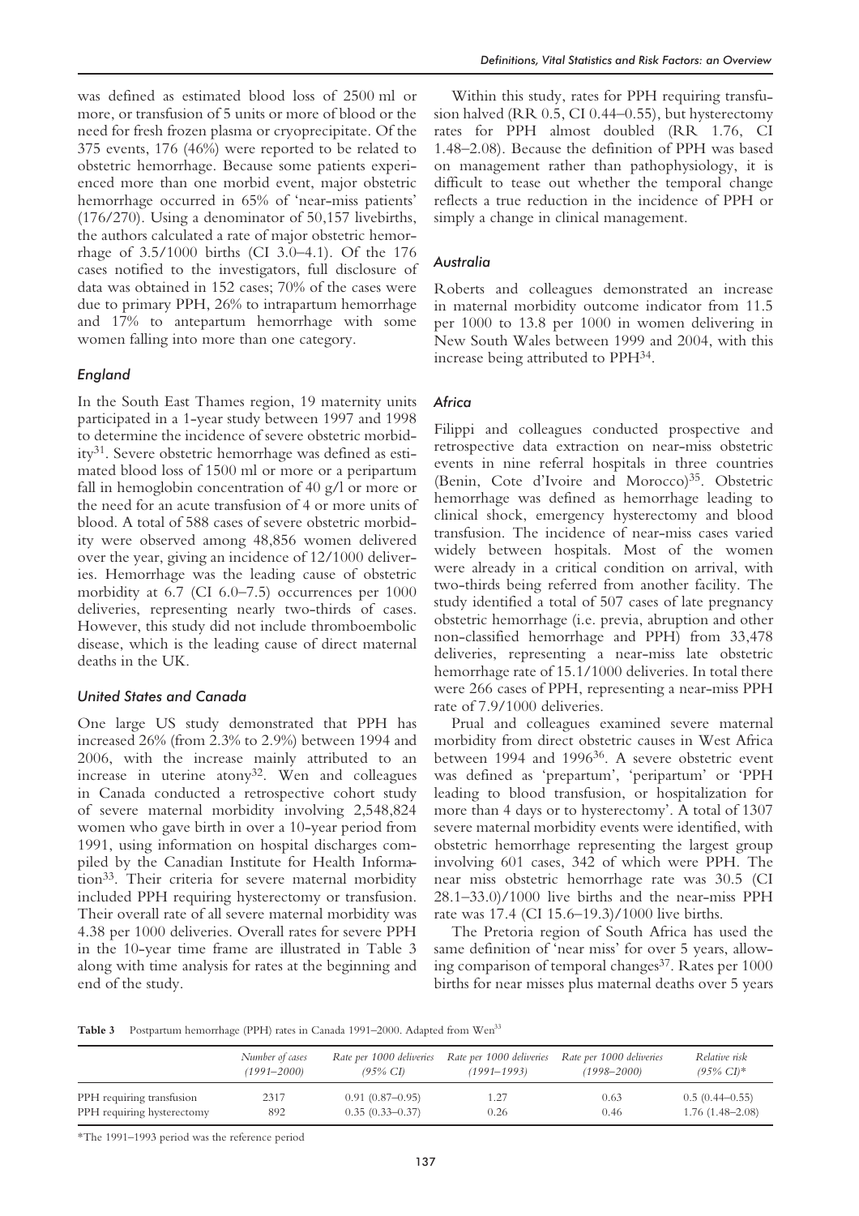was defined as estimated blood loss of 2500 ml or more, or transfusion of 5 units or more of blood or the need for fresh frozen plasma or cryoprecipitate. Of the 375 events, 176 (46%) were reported to be related to obstetric hemorrhage. Because some patients experienced more than one morbid event, major obstetric hemorrhage occurred in 65% of 'near-miss patients' (176/270). Using a denominator of 50,157 livebirths, the authors calculated a rate of major obstetric hemorrhage of 3.5/1000 births (CI 3.0–4.1). Of the 176 cases notified to the investigators, full disclosure of data was obtained in 152 cases; 70% of the cases were due to primary PPH, 26% to intrapartum hemorrhage and 17% to antepartum hemorrhage with some women falling into more than one category.

### England

In the South East Thames region, 19 maternity units participated in a 1-year study between 1997 and 1998 to determine the incidence of severe obstetric morbidity[31]. Severe obstetric hemorrhage was defined as estimated blood loss of 1500 ml or more or a peripartum fall in hemoglobin concentration of 40 g/l or more or the need for an acute transfusion of 4 or more units of blood. A total of 588 cases of severe obstetric morbidity were observed among 48,856 women delivered over the year, giving an incidence of 12/1000 deliveries. Hemorrhage was the leading cause of obstetric morbidity at 6.7 (CI 6.0–7.5) occurrences per 1000 deliveries, representing nearly two-thirds of cases. However, this study did not include thromboembolic disease, which is the leading cause of direct maternal deaths in the UK.

### United States and Canada

One large US study demonstrated that PPH has increased 26% (from 2.3% to 2.9%) between 1994 and 2006, with the increase mainly attributed to an increase in uterine atony[32]. Wen and colleagues in Canada conducted a retrospective cohort study of severe maternal morbidity involving 2,548,824 women who gave birth in over a 10-year period from 1991, using information on hospital discharges compiled by the Canadian Institute for Health Information[33]. Their criteria for severe maternal morbidity included PPH requiring hysterectomy or transfusion. Their overall rate of all severe maternal morbidity was 4.38 per 1000 deliveries. Overall rates for severe PPH in the 10-year time frame are illustrated in Table 3 along with time analysis for rates at the beginning and end of the study.

Within this study, rates for PPH requiring transfusion halved (RR 0.5, CI 0.44–0.55), but hysterectomy rates for PPH almost doubled (RR 1.76, CI 1.48–2.08). Because the definition of PPH was based on management rather than pathophysiology, it is difficult to tease out whether the temporal change reflects a true reduction in the incidence of PPH or simply a change in clinical management.

### Australia

Roberts and colleagues demonstrated an increase in maternal morbidity outcome indicator from 11.5 per 1000 to 13.8 per 1000 in women delivering in New South Wales between 1999 and 2004, with this increase being attributed to PPH[34].

### Africa

Filippi and colleagues conducted prospective and retrospective data extraction on near-miss obstetric events in nine referral hospitals in three countries (Benin, Cote d'Ivoire and Morocco)[35]. Obstetric hemorrhage was defined as hemorrhage leading to clinical shock, emergency hysterectomy and blood transfusion. The incidence of near-miss cases varied widely between hospitals. Most of the women were already in a critical condition on arrival, with two-thirds being referred from another facility. The study identified a total of 507 cases of late pregnancy obstetric hemorrhage (i.e. previa, abruption and other non-classified hemorrhage and PPH) from 33,478 deliveries, representing a near-miss late obstetric hemorrhage rate of 15.1/1000 deliveries. In total there were 266 cases of PPH, representing a near-miss PPH rate of 7.9/1000 deliveries.

Prual and colleagues examined severe maternal morbidity from direct obstetric causes in West Africa between 1994 and 1996[36]. A severe obstetric event was defined as 'prepartum', 'peripartum' or 'PPH leading to blood transfusion, or hospitalization for more than 4 days or to hysterectomy'. A total of 1307 severe maternal morbidity events were identified, with obstetric hemorrhage representing the largest group involving 601 cases, 342 of which were PPH. The near miss obstetric hemorrhage rate was 30.5 (CI 28.1–33.0)/1000 live births and the near-miss PPH rate was 17.4 (CI 15.6–19.3)/1000 live births.

The Pretoria region of South Africa has used the same definition of 'near miss' for over 5 years, allowing comparison of temporal changes[37]. Rates per 1000 births for near misses plus maternal deaths over 5 years

**Table 3** Postpartum hemorrhage (PPH) rates in Canada 1991–2000. Adapted from Wen[33]

| | *Number of cases (1991–2000)* | *Rate per 1000 deliveries (95% CI)* | *Rate per 1000 deliveries (1991–1993)* | *Rate per 1000 deliveries (1998–2000)* | *Relative risk (95% CI)\** |
|---|---|---|---|---|---|
| PPH requiring transfusion | 2317 | 0.91 (0.87–0.95) | 1.27 | 0.63 | 0.5 (0.44–0.55) |
| PPH requiring hysterectomy | 892 | 0.35 (0.33–0.37) | 0.26 | 0.46 | 1.76 (1.48–2.08) |

\*The 1991–1993 period was the reference period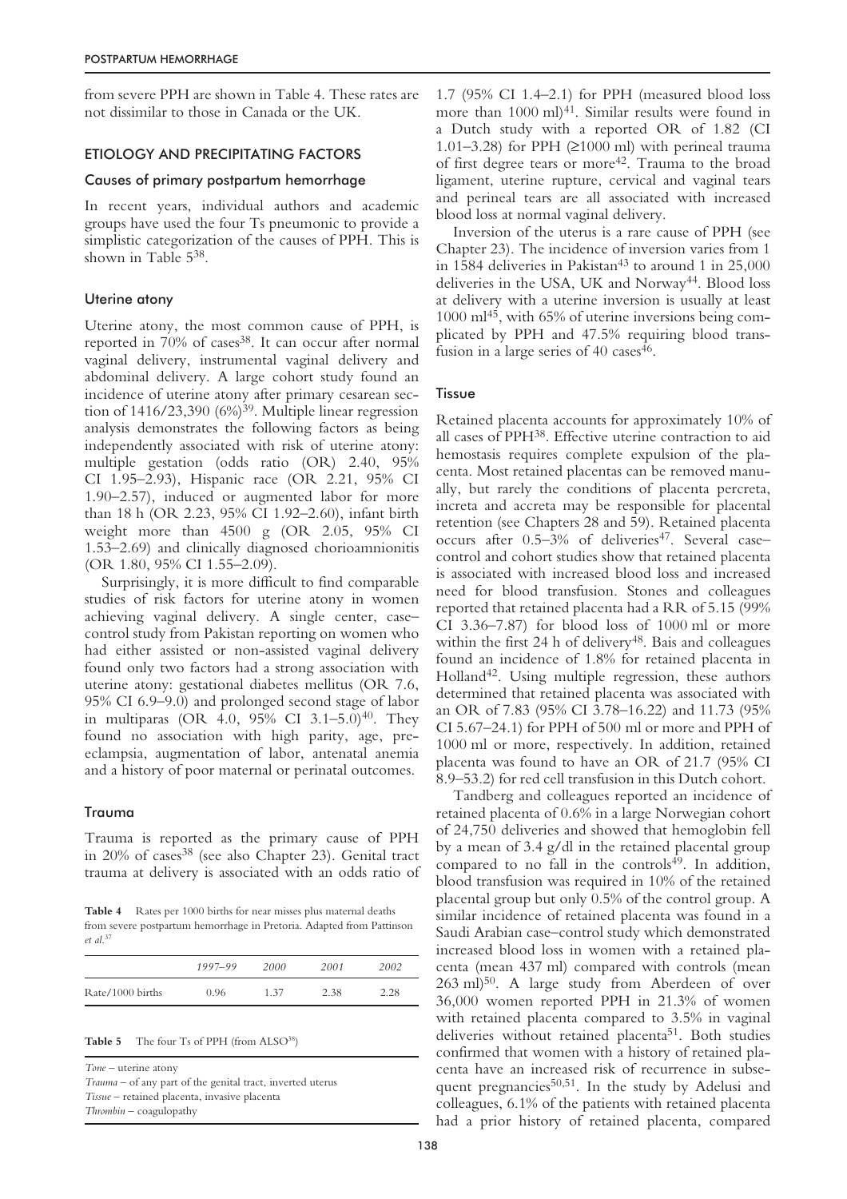from severe PPH are shown in Table 4. These rates are not dissimilar to those in Canada or the UK.

## ETIOLOGY AND PRECIPITATING FACTORS

### Causes of primary postpartum hemorrhage

In recent years, individual authors and academic groups have used the four Ts pneumonic to provide a simplistic categorization of the causes of PPH. This is shown in Table 5[38].

### Uterine atony

Uterine atony, the most common cause of PPH, is reported in 70% of cases[38]. It can occur after normal vaginal delivery, instrumental vaginal delivery and abdominal delivery. A large cohort study found an incidence of uterine atony after primary cesarean section of 1416/23,390 (6%)[39]. Multiple linear regression analysis demonstrates the following factors as being independently associated with risk of uterine atony: multiple gestation (odds ratio (OR) 2.40, 95% CI 1.95–2.93), Hispanic race (OR 2.21, 95% CI 1.90–2.57), induced or augmented labor for more than 18 h (OR 2.23, 95% CI 1.92–2.60), infant birth weight more than 4500 g (OR 2.05, 95% CI 1.53–2.69) and clinically diagnosed chorioamnionitis (OR 1.80, 95% CI 1.55–2.09).

Surprisingly, it is more difficult to find comparable studies of risk factors for uterine atony in women achieving vaginal delivery. A single center, case–control study from Pakistan reporting on women who had either assisted or non-assisted vaginal delivery found only two factors had a strong association with uterine atony: gestational diabetes mellitus (OR 7.6, 95% CI 6.9–9.0) and prolonged second stage of labor in multiparas (OR 4.0, 95% CI 3.1–5.0)[40]. They found no association with high parity, age, pre-eclampsia, augmentation of labor, antenatal anemia and a history of poor maternal or perinatal outcomes.

### Trauma

Trauma is reported as the primary cause of PPH in 20% of cases[38] (see also Chapter 23). Genital tract trauma at delivery is associated with an odds ratio of 1.7 (95% CI 1.4–2.1) for PPH (measured blood loss more than 1000 ml)[41]. Similar results were found in a Dutch study with a reported OR of 1.82 (CI 1.01–3.28) for PPH (≥1000 ml) with perineal trauma of first degree tears or more[42]. Trauma to the broad ligament, uterine rupture, cervical and vaginal tears and perineal tears are all associated with increased blood loss at normal vaginal delivery.

Inversion of the uterus is a rare cause of PPH (see Chapter 23). The incidence of inversion varies from 1 in 1584 deliveries in Pakistan[43] to around 1 in 25,000 deliveries in the USA, UK and Norway[44]. Blood loss at delivery with a uterine inversion is usually at least 1000 ml[45], with 65% of uterine inversions being complicated by PPH and 47.5% requiring blood transfusion in a large series of 40 cases[46].

**Table 4** Rates per 1000 births for near misses plus maternal deaths from severe postpartum hemorrhage in Pretoria. Adapted from Pattinson *et al.*[37]

| | *1997–99* | *2000* | *2001* | *2002* |
|---|---|---|---|---|
| Rate/1000 births | 0.96 | 1.37 | 2.38 | 2.28 |

**Table 5** The four Ts of PPH (from ALSO[38])

| |
|---|
| *Tone* – uterine atony |
| *Trauma* – of any part of the genital tract, inverted uterus |
| *Tissue* – retained placenta, invasive placenta |
| *Thrombin* – coagulopathy |

### Tissue

Retained placenta accounts for approximately 10% of all cases of PPH[38]. Effective uterine contraction to aid hemostasis requires complete expulsion of the placenta. Most retained placentas can be removed manually, but rarely the conditions of placenta percreta, increta and accreta may be responsible for placental retention (see Chapters 28 and 59). Retained placenta occurs after 0.5–3% of deliveries[47]. Several case–control and cohort studies show that retained placenta is associated with increased blood loss and increased need for blood transfusion. Stones and colleagues reported that retained placenta had a RR of 5.15 (99% CI 3.36–7.87) for blood loss of 1000 ml or more within the first 24 h of delivery[48]. Bais and colleagues found an incidence of 1.8% for retained placenta in Holland[42]. Using multiple regression, these authors determined that retained placenta was associated with an OR of 7.83 (95% CI 3.78–16.22) and 11.73 (95% CI 5.67–24.1) for PPH of 500 ml or more and PPH of 1000 ml or more, respectively. In addition, retained placenta was found to have an OR of 21.7 (95% CI 8.9–53.2) for red cell transfusion in this Dutch cohort.

Tandberg and colleagues reported an incidence of retained placenta of 0.6% in a large Norwegian cohort of 24,750 deliveries and showed that hemoglobin fell by a mean of 3.4 g/dl in the retained placental group compared to no fall in the controls[49]. In addition, blood transfusion was required in 10% of the retained placental group but only 0.5% of the control group. A similar incidence of retained placenta was found in a Saudi Arabian case–control study which demonstrated increased blood loss in women with a retained placenta (mean 437 ml) compared with controls (mean 263 ml)[50]. A large study from Aberdeen of over 36,000 women reported PPH in 21.3% of women with retained placenta compared to 3.5% in vaginal deliveries without retained placenta[51]. Both studies confirmed that women with a history of retained placenta have an increased risk of recurrence in subsequent pregnancies[50,51]. In the study by Adelusi and colleagues, 6.1% of the patients with retained placenta had a prior history of retained placenta, compared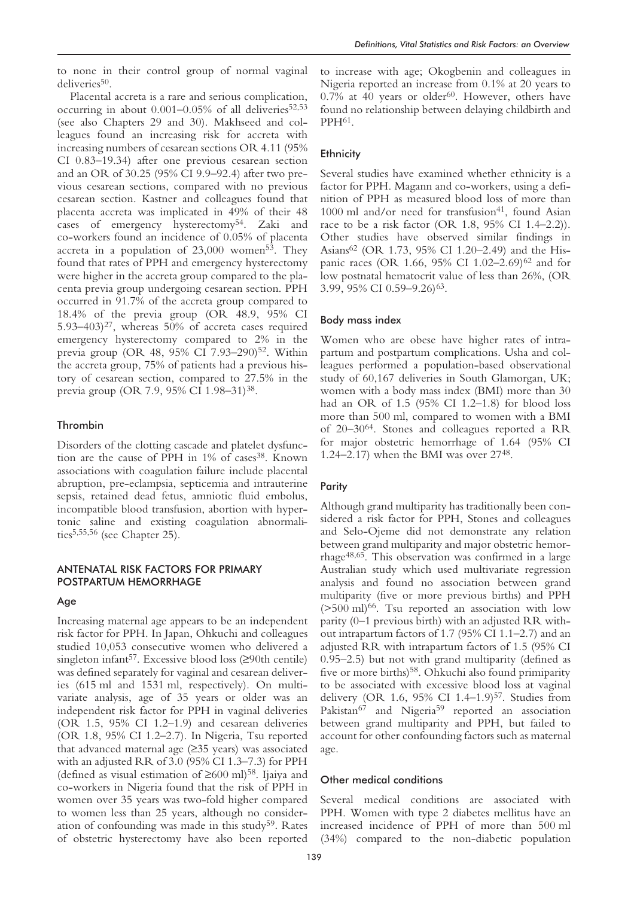to none in their control group of normal vaginal deliveries[50].

Placental accreta is a rare and serious complication, occurring in about 0.001–0.05% of all deliveries[52,53] (see also Chapters 29 and 30). Makhseed and colleagues found an increasing risk for accreta with increasing numbers of cesarean sections OR 4.11 (95% CI 0.83–19.34) after one previous cesarean section and an OR of 30.25 (95% CI 9.9–92.4) after two previous cesarean sections, compared with no previous cesarean section. Kastner and colleagues found that placenta accreta was implicated in 49% of their 48 cases of emergency hysterectomy[54]. Zaki and co-workers found an incidence of 0.05% of placenta accreta in a population of 23,000 women[53]. They found that rates of PPH and emergency hysterectomy were higher in the accreta group compared to the placenta previa group undergoing cesarean section. PPH occurred in 91.7% of the accreta group compared to 18.4% of the previa group (OR 48.9, 95% CI 5.93–403)[27], whereas 50% of accreta cases required emergency hysterectomy compared to 2% in the previa group (OR 48, 95% CI 7.93–290)[52]. Within the accreta group, 75% of patients had a previous history of cesarean section, compared to 27.5% in the previa group (OR 7.9, 95% CI 1.98–31)[38].

### Thrombin

Disorders of the clotting cascade and platelet dysfunction are the cause of PPH in 1% of cases[38]. Known associations with coagulation failure include placental abruption, pre-eclampsia, septicemia and intrauterine sepsis, retained dead fetus, amniotic fluid embolus, incompatible blood transfusion, abortion with hypertonic saline and existing coagulation abnormalities[5,55,56] (see Chapter 25).

## ANTENATAL RISK FACTORS FOR PRIMARY POSTPARTUM HEMORRHAGE

### Age

Increasing maternal age appears to be an independent risk factor for PPH. In Japan, Ohkuchi and colleagues studied 10,053 consecutive women who delivered a singleton infant[57]. Excessive blood loss (≥90th centile) was defined separately for vaginal and cesarean deliveries (615 ml and 1531 ml, respectively). On multivariate analysis, age of 35 years or older was an independent risk factor for PPH in vaginal deliveries (OR 1.5, 95% CI 1.2–1.9) and cesarean deliveries (OR 1.8, 95% CI 1.2–2.7). In Nigeria, Tsu reported that advanced maternal age (≥35 years) was associated with an adjusted RR of 3.0 (95% CI 1.3–7.3) for PPH (defined as visual estimation of ≥600 ml)[58]. Ijaiya and co-workers in Nigeria found that the risk of PPH in women over 35 years was two-fold higher compared to women less than 25 years, although no consideration of confounding was made in this study[59]. Rates of obstetric hysterectomy have also been reported to increase with age; Okogbenin and colleagues in Nigeria reported an increase from 0.1% at 20 years to 0.7% at 40 years or older[60]. However, others have found no relationship between delaying childbirth and PPH[61].

### Ethnicity

Several studies have examined whether ethnicity is a factor for PPH. Magann and co-workers, using a definition of PPH as measured blood loss of more than 1000 ml and/or need for transfusion[41], found Asian race to be a risk factor (OR 1.8, 95% CI 1.4–2.2)). Other studies have observed similar findings in Asians[62] (OR 1.73, 95% CI 1.20–2.49) and the Hispanic races (OR 1.66, 95% CI 1.02–2.69)[62] and for low postnatal hematocrit value of less than 26%, (OR 3.99, 95% CI 0.59–9.26)[63].

### Body mass index

Women who are obese have higher rates of intrapartum and postpartum complications. Usha and colleagues performed a population-based observational study of 60,167 deliveries in South Glamorgan, UK; women with a body mass index (BMI) more than 30 had an OR of 1.5 (95% CI 1.2–1.8) for blood loss more than 500 ml, compared to women with a BMI of 20–30[64]. Stones and colleagues reported a RR for major obstetric hemorrhage of 1.64 (95% CI 1.24–2.17) when the BMI was over 27[48].

### Parity

Although grand multiparity has traditionally been considered a risk factor for PPH, Stones and colleagues and Selo-Ojeme did not demonstrate any relation between grand multiparity and major obstetric hemorrhage[48,65]. This observation was confirmed in a large Australian study which used multivariate regression analysis and found no association between grand multiparity (five or more previous births) and PPH (>500 ml)[66]. Tsu reported an association with low parity (0–1 previous birth) with an adjusted RR without intrapartum factors of 1.7 (95% CI 1.1–2.7) and an adjusted RR with intrapartum factors of 1.5 (95% CI 0.95–2.5) but not with grand multiparity (defined as five or more births)[58]. Ohkuchi also found primiparity to be associated with excessive blood loss at vaginal delivery (OR 1.6, 95% CI 1.4–1.9)[57]. Studies from Pakistan[67] and Nigeria[59] reported an association between grand multiparity and PPH, but failed to account for other confounding factors such as maternal age.

### Other medical conditions

Several medical conditions are associated with PPH. Women with type 2 diabetes mellitus have an increased incidence of PPH of more than 500 ml (34%) compared to the non-diabetic population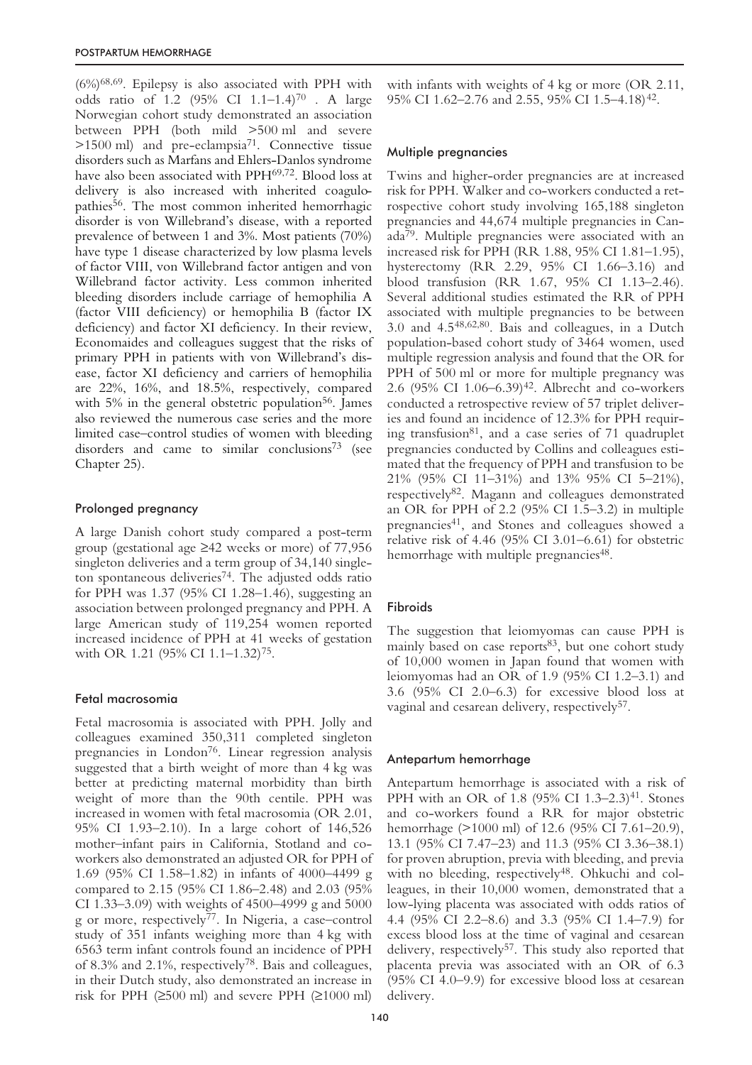(6%)[68,69]. Epilepsy is also associated with PPH with odds ratio of 1.2 (95% CI 1.1–1.4)[70] . A large Norwegian cohort study demonstrated an association between PPH (both mild >500 ml and severe >1500 ml) and pre-eclampsia[71]. Connective tissue disorders such as Marfans and Ehlers-Danlos syndrome have also been associated with PPH[69,72]. Blood loss at delivery is also increased with inherited coagulopathies[56]. The most common inherited hemorrhagic disorder is von Willebrand's disease, with a reported prevalence of between 1 and 3%. Most patients (70%) have type 1 disease characterized by low plasma levels of factor VIII, von Willebrand factor antigen and von Willebrand factor activity. Less common inherited bleeding disorders include carriage of hemophilia A (factor VIII deficiency) or hemophilia B (factor IX deficiency) and factor XI deficiency. In their review, Economaides and colleagues suggest that the risks of primary PPH in patients with von Willebrand's disease, factor XI deficiency and carriers of hemophilia are 22%, 16%, and 18.5%, respectively, compared with 5% in the general obstetric population[56]. James also reviewed the numerous case series and the more limited case–control studies of women with bleeding disorders and came to similar conclusions[73] (see Chapter 25).

### Prolonged pregnancy

A large Danish cohort study compared a post-term group (gestational age ≥42 weeks or more) of 77,956 singleton deliveries and a term group of 34,140 singleton spontaneous deliveries[74]. The adjusted odds ratio for PPH was 1.37 (95% CI 1.28–1.46), suggesting an association between prolonged pregnancy and PPH. A large American study of 119,254 women reported increased incidence of PPH at 41 weeks of gestation with OR 1.21 (95% CI 1.1–1.32)[75].

### Fetal macrosomia

Fetal macrosomia is associated with PPH. Jolly and colleagues examined 350,311 completed singleton pregnancies in London[76]. Linear regression analysis suggested that a birth weight of more than 4 kg was better at predicting maternal morbidity than birth weight of more than the 90th centile. PPH was increased in women with fetal macrosomia (OR 2.01, 95% CI 1.93–2.10). In a large cohort of 146,526 mother–infant pairs in California, Stotland and coworkers also demonstrated an adjusted OR for PPH of 1.69 (95% CI 1.58–1.82) in infants of 4000–4499 g compared to 2.15 (95% CI 1.86–2.48) and 2.03 (95% CI 1.33–3.09) with weights of 4500–4999 g and 5000 g or more, respectively[77]. In Nigeria, a case–control study of 351 infants weighing more than 4 kg with 6563 term infant controls found an incidence of PPH of 8.3% and 2.1%, respectively[78]. Bais and colleagues, in their Dutch study, also demonstrated an increase in risk for PPH (≥500 ml) and severe PPH (≥1000 ml) with infants with weights of 4 kg or more (OR 2.11, 95% CI 1.62–2.76 and 2.55, 95% CI 1.5–4.18)[42].

### Multiple pregnancies

Twins and higher-order pregnancies are at increased risk for PPH. Walker and co-workers conducted a retrospective cohort study involving 165,188 singleton pregnancies and 44,674 multiple pregnancies in Canada[79]. Multiple pregnancies were associated with an increased risk for PPH (RR 1.88, 95% CI 1.81–1.95), hysterectomy (RR 2.29, 95% CI 1.66–3.16) and blood transfusion (RR 1.67, 95% CI 1.13–2.46). Several additional studies estimated the RR of PPH associated with multiple pregnancies to be between 3.0 and 4.5[48,62,80]. Bais and colleagues, in a Dutch population-based cohort study of 3464 women, used multiple regression analysis and found that the OR for PPH of 500 ml or more for multiple pregnancy was 2.6 (95% CI 1.06–6.39)[42]. Albrecht and co-workers conducted a retrospective review of 57 triplet deliveries and found an incidence of 12.3% for PPH requiring transfusion[81], and a case series of 71 quadruplet pregnancies conducted by Collins and colleagues estimated that the frequency of PPH and transfusion to be 21% (95% CI 11–31%) and 13% 95% CI 5–21%), respectively[82]. Magann and colleagues demonstrated an OR for PPH of 2.2 (95% CI 1.5–3.2) in multiple pregnancies[41], and Stones and colleagues showed a relative risk of 4.46 (95% CI 3.01–6.61) for obstetric hemorrhage with multiple pregnancies[48].

### Fibroids

The suggestion that leiomyomas can cause PPH is mainly based on case reports[83], but one cohort study of 10,000 women in Japan found that women with leiomyomas had an OR of 1.9 (95% CI 1.2–3.1) and 3.6 (95% CI 2.0–6.3) for excessive blood loss at vaginal and cesarean delivery, respectively[57].

### Antepartum hemorrhage

Antepartum hemorrhage is associated with a risk of PPH with an OR of 1.8 (95% CI 1.3–2.3)[41]. Stones and co-workers found a RR for major obstetric hemorrhage (>1000 ml) of 12.6 (95% CI 7.61–20.9), 13.1 (95% CI 7.47–23) and 11.3 (95% CI 3.36–38.1) for proven abruption, previa with bleeding, and previa with no bleeding, respectively[48]. Ohkuchi and colleagues, in their 10,000 women, demonstrated that a low-lying placenta was associated with odds ratios of 4.4 (95% CI 2.2–8.6) and 3.3 (95% CI 1.4–7.9) for excess blood loss at the time of vaginal and cesarean delivery, respectively[57]. This study also reported that placenta previa was associated with an OR of 6.3 (95% CI 4.0–9.9) for excessive blood loss at cesarean delivery.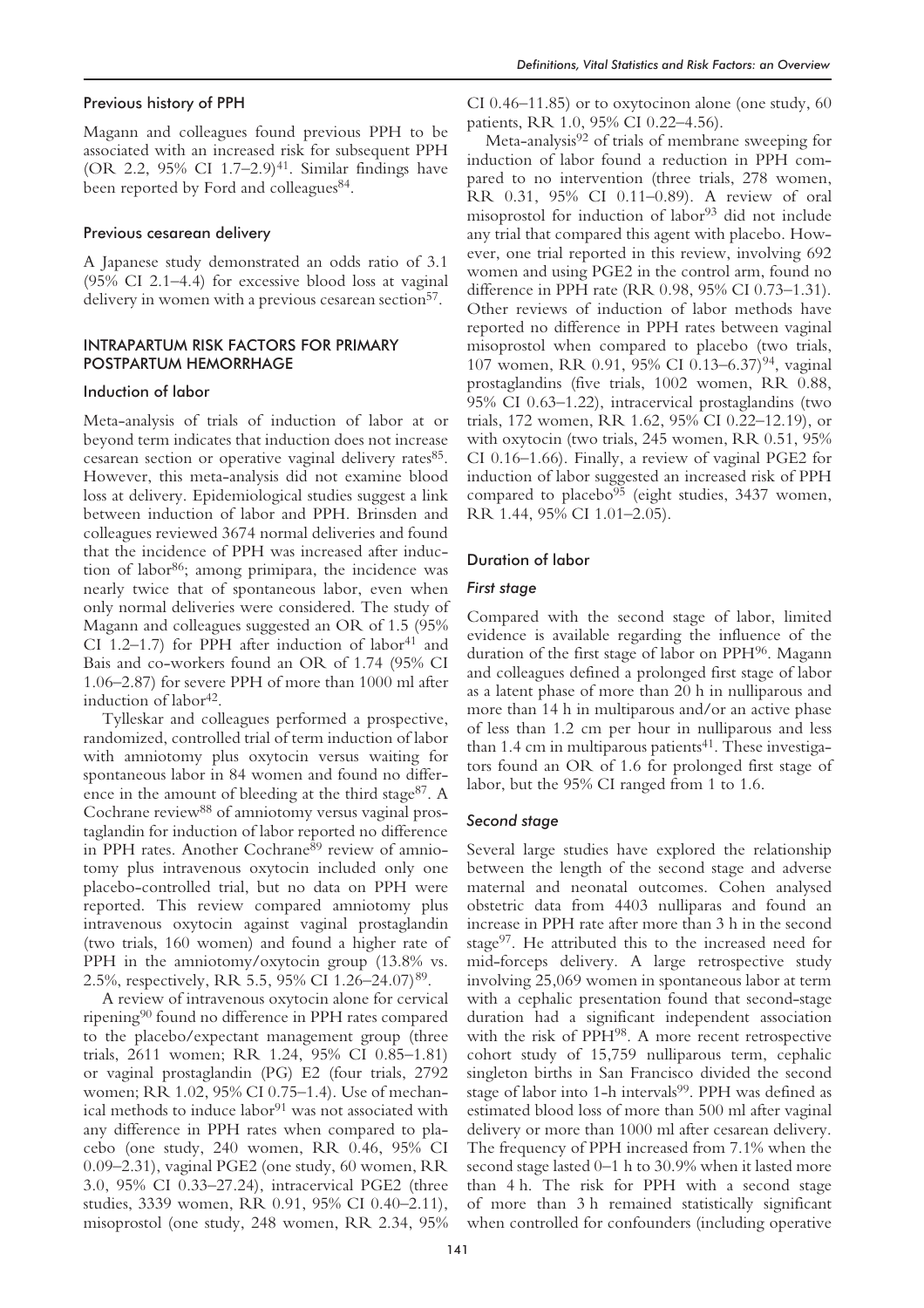### Previous history of PPH

Magann and colleagues found previous PPH to be associated with an increased risk for subsequent PPH (OR 2.2, 95% CI 1.7–2.9)[41]. Similar findings have been reported by Ford and colleagues[84].

### Previous cesarean delivery

A Japanese study demonstrated an odds ratio of 3.1 (95% CI 2.1–4.4) for excessive blood loss at vaginal delivery in women with a previous cesarean section[57].

## INTRAPARTUM RISK FACTORS FOR PRIMARY POSTPARTUM HEMORRHAGE

### Induction of labor

Meta-analysis of trials of induction of labor at or beyond term indicates that induction does not increase cesarean section or operative vaginal delivery rates[85]. However, this meta-analysis did not examine blood loss at delivery. Epidemiological studies suggest a link between induction of labor and PPH. Brinsden and colleagues reviewed 3674 normal deliveries and found that the incidence of PPH was increased after induction of labor[86]; among primipara, the incidence was nearly twice that of spontaneous labor, even when only normal deliveries were considered. The study of Magann and colleagues suggested an OR of 1.5 (95% CI 1.2–1.7) for PPH after induction of labor[41] and Bais and co-workers found an OR of 1.74 (95% CI 1.06–2.87) for severe PPH of more than 1000 ml after induction of labor[42].

Tylleskar and colleagues performed a prospective, randomized, controlled trial of term induction of labor with amniotomy plus oxytocin versus waiting for spontaneous labor in 84 women and found no difference in the amount of bleeding at the third stage[87]. A Cochrane review[88] of amniotomy versus vaginal prostaglandin for induction of labor reported no difference in PPH rates. Another Cochrane[89] review of amniotomy plus intravenous oxytocin included only one placebo-controlled trial, but no data on PPH were reported. This review compared amniotomy plus intravenous oxytocin against vaginal prostaglandin (two trials, 160 women) and found a higher rate of PPH in the amniotomy/oxytocin group (13.8% vs. 2.5%, respectively, RR 5.5, 95% CI 1.26–24.07)[89].

A review of intravenous oxytocin alone for cervical ripening[90] found no difference in PPH rates compared to the placebo/expectant management group (three trials, 2611 women; RR 1.24, 95% CI 0.85–1.81) or vaginal prostaglandin (PG) E2 (four trials, 2792 women; RR 1.02, 95% CI 0.75–1.4). Use of mechanical methods to induce labor[91] was not associated with any difference in PPH rates when compared to placebo (one study, 240 women, RR 0.46, 95% CI 0.09–2.31), vaginal PGE2 (one study, 60 women, RR 3.0, 95% CI 0.33–27.24), intracervical PGE2 (three studies, 3339 women, RR 0.91, 95% CI 0.40–2.11), misoprostol (one study, 248 women, RR 2.34, 95% CI 0.46–11.85) or to oxytocinon alone (one study, 60 patients, RR 1.0, 95% CI 0.22–4.56).

Meta-analysis[92] of trials of membrane sweeping for induction of labor found a reduction in PPH compared to no intervention (three trials, 278 women, RR 0.31, 95% CI 0.11–0.89). A review of oral misoprostol for induction of labor[93] did not include any trial that compared this agent with placebo. However, one trial reported in this review, involving 692 women and using PGE2 in the control arm, found no difference in PPH rate (RR 0.98, 95% CI 0.73–1.31). Other reviews of induction of labor methods have reported no difference in PPH rates between vaginal misoprostol when compared to placebo (two trials, 107 women, RR 0.91, 95% CI 0.13–6.37)[94], vaginal prostaglandins (five trials, 1002 women, RR 0.88, 95% CI 0.63–1.22), intracervical prostaglandins (two trials, 172 women, RR 1.62, 95% CI 0.22–12.19), or with oxytocin (two trials, 245 women, RR 0.51, 95% CI 0.16–1.66). Finally, a review of vaginal PGE2 for induction of labor suggested an increased risk of PPH compared to placebo[95] (eight studies, 3437 women, RR 1.44, 95% CI 1.01–2.05).

### Duration of labor

#### *First stage*

Compared with the second stage of labor, limited evidence is available regarding the influence of the duration of the first stage of labor on PPH[96]. Magann and colleagues defined a prolonged first stage of labor as a latent phase of more than 20 h in nulliparous and more than 14 h in multiparous and/or an active phase of less than 1.2 cm per hour in nulliparous and less than 1.4 cm in multiparous patients[41]. These investigators found an OR of 1.6 for prolonged first stage of labor, but the 95% CI ranged from 1 to 1.6.

#### *Second stage*

Several large studies have explored the relationship between the length of the second stage and adverse maternal and neonatal outcomes. Cohen analysed obstetric data from 4403 nulliparas and found an increase in PPH rate after more than 3 h in the second stage[97]. He attributed this to the increased need for mid-forceps delivery. A large retrospective study involving 25,069 women in spontaneous labor at term with a cephalic presentation found that second-stage duration had a significant independent association with the risk of PPH[98]. A more recent retrospective cohort study of 15,759 nulliparous term, cephalic singleton births in San Francisco divided the second stage of labor into 1-h intervals[99]. PPH was defined as estimated blood loss of more than 500 ml after vaginal delivery or more than 1000 ml after cesarean delivery. The frequency of PPH increased from 7.1% when the second stage lasted 0–1 h to 30.9% when it lasted more than 4 h. The risk for PPH with a second stage of more than 3 h remained statistically significant when controlled for confounders (including operative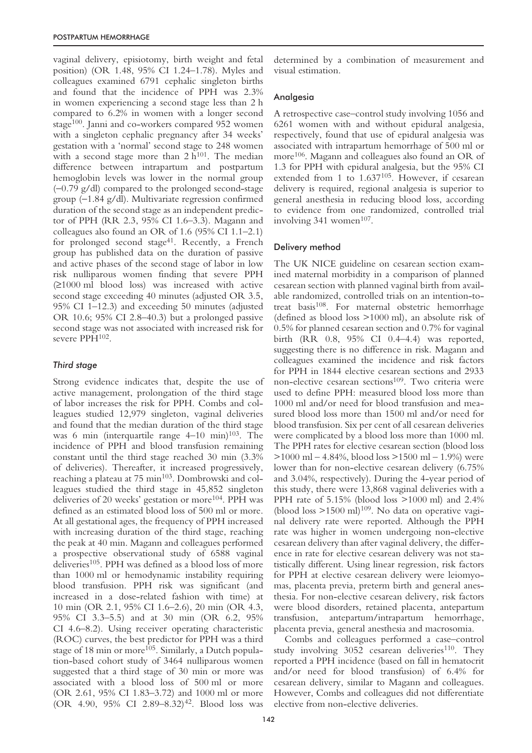vaginal delivery, episiotomy, birth weight and fetal position) (OR 1.48, 95% CI 1.24–1.78). Myles and colleagues examined 6791 cephalic singleton births and found that the incidence of PPH was 2.3% in women experiencing a second stage less than 2 h compared to 6.2% in women with a longer second stage[100]. Janni and co-workers compared 952 women with a singleton cephalic pregnancy after 34 weeks' gestation with a 'normal' second stage to 248 women with a second stage more than 2 h[101]. The median difference between intrapartum and postpartum hemoglobin levels was lower in the normal group (–0.79 g/dl) compared to the prolonged second-stage group (–1.84 g/dl). Multivariate regression confirmed duration of the second stage as an independent predictor of PPH (RR 2.3, 95% CI 1.6–3.3). Magann and colleagues also found an OR of 1.6 (95% CI 1.1–2.1) for prolonged second stage[41]. Recently, a French group has published data on the duration of passive and active phases of the second stage of labor in low risk nulliparous women finding that severe PPH (≥1000 ml blood loss) was increased with active second stage exceeding 40 minutes (adjusted OR 3.5, 95% CI 1–12.3) and exceeding 50 minutes (adjusted OR 10.6; 95% CI 2.8–40.3) but a prolonged passive second stage was not associated with increased risk for severe PPH[102].

### *Third stage*

Strong evidence indicates that, despite the use of active management, prolongation of the third stage of labor increases the risk for PPH. Combs and colleagues studied 12,979 singleton, vaginal deliveries and found that the median duration of the third stage was 6 min (interquartile range 4–10 min)[103]. The incidence of PPH and blood transfusion remaining constant until the third stage reached 30 min (3.3% of deliveries). Thereafter, it increased progressively, reaching a plateau at 75 min[103]. Dombrowski and colleagues studied the third stage in 45,852 singleton deliveries of 20 weeks' gestation or more[104]. PPH was defined as an estimated blood loss of 500 ml or more. At all gestational ages, the frequency of PPH increased with increasing duration of the third stage, reaching the peak at 40 min. Magann and colleagues performed a prospective observational study of 6588 vaginal deliveries[105]. PPH was defined as a blood loss of more than 1000 ml or hemodynamic instability requiring blood transfusion. PPH risk was significant (and increased in a dose-related fashion with time) at 10 min (OR 2.1, 95% CI 1.6–2.6), 20 min (OR 4.3, 95% CI 3.3–5.5) and at 30 min (OR 6.2, 95% CI 4.6–8.2). Using receiver operating characteristic (ROC) curves, the best predictor for PPH was a third stage of 18 min or more[105]. Similarly, a Dutch population-based cohort study of 3464 nulliparous women suggested that a third stage of 30 min or more was associated with a blood loss of 500 ml or more (OR 2.61, 95% CI 1.83–3.72) and 1000 ml or more (OR 4.90, 95% CI 2.89–8.32)[42]. Blood loss was determined by a combination of measurement and visual estimation.

## Analgesia

A retrospective case–control study involving 1056 and 6261 women with and without epidural analgesia, respectively, found that use of epidural analgesia was associated with intrapartum hemorrhage of 500 ml or more[106]. Magann and colleagues also found an OR of 1.3 for PPH with epidural analgesia, but the 95% CI extended from 1 to 1.637[105]. However, if cesarean delivery is required, regional analgesia is superior to general anesthesia in reducing blood loss, according to evidence from one randomized, controlled trial involving 341 women[107].

## Delivery method

The UK NICE guideline on cesarean section examined maternal morbidity in a comparison of planned cesarean section with planned vaginal birth from available randomized, controlled trials on an intention-to-treat basis[108]. For maternal obstetric hemorrhage (defined as blood loss >1000 ml), an absolute risk of 0.5% for planned cesarean section and 0.7% for vaginal birth (RR 0.8, 95% CI 0.4–4.4) was reported, suggesting there is no difference in risk. Magann and colleagues examined the incidence and risk factors for PPH in 1844 elective cesarean sections and 2933 non-elective cesarean sections[109]. Two criteria were used to define PPH: measured blood loss more than 1000 ml and/or need for blood transfusion and measured blood loss more than 1500 ml and/or need for blood transfusion. Six per cent of all cesarean deliveries were complicated by a blood loss more than 1000 ml. The PPH rates for elective cesarean section (blood loss >1000 ml – 4.84%, blood loss >1500 ml – 1.9%) were lower than for non-elective cesarean delivery (6.75% and 3.04%, respectively). During the 4-year period of this study, there were 13,868 vaginal deliveries with a PPH rate of 5.15% (blood loss >1000 ml) and 2.4% (blood loss >1500 ml)[109]. No data on operative vaginal delivery rate were reported. Although the PPH rate was higher in women undergoing non-elective cesarean delivery than after vaginal delivery, the difference in rate for elective cesarean delivery was not statistically different. Using linear regression, risk factors for PPH at elective cesarean delivery were leiomyomas, placenta previa, preterm birth and general anesthesia. For non-elective cesarean delivery, risk factors were blood disorders, retained placenta, antepartum transfusion, antepartum/intrapartum hemorrhage, placenta previa, general anesthesia and macrosomia.

Combs and colleagues performed a case–control study involving 3052 cesarean deliveries[110]. They reported a PPH incidence (based on fall in hematocrit and/or need for blood transfusion) of 6.4% for cesarean delivery, similar to Magann and colleagues. However, Combs and colleagues did not differentiate elective from non-elective deliveries.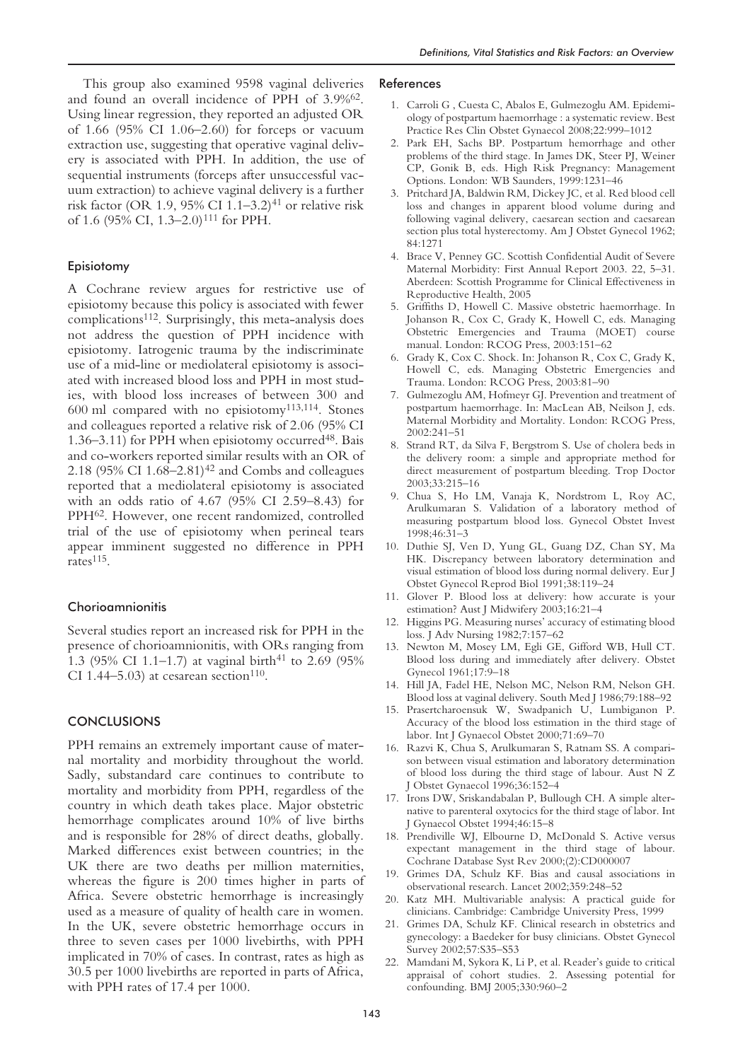This group also examined 9598 vaginal deliveries and found an overall incidence of PPH of 3.9%[62]. Using linear regression, they reported an adjusted OR of 1.66 (95% CI 1.06–2.60) for forceps or vacuum extraction use, suggesting that operative vaginal delivery is associated with PPH. In addition, the use of sequential instruments (forceps after unsuccessful vacuum extraction) to achieve vaginal delivery is a further risk factor (OR 1.9, 95% CI 1.1–3.2)[41] or relative risk of 1.6 (95% CI, 1.3–2.0)[111] for PPH.

### Episiotomy

A Cochrane review argues for restrictive use of episiotomy because this policy is associated with fewer complications[112]. Surprisingly, this meta-analysis does not address the question of PPH incidence with episiotomy. Iatrogenic trauma by the indiscriminate use of a mid-line or mediolateral episiotomy is associated with increased blood loss and PPH in most studies, with blood loss increases of between 300 and 600 ml compared with no episiotomy[113,114]. Stones and colleagues reported a relative risk of 2.06 (95% CI 1.36–3.11) for PPH when episiotomy occurred[48]. Bais and co-workers reported similar results with an OR of 2.18 (95% CI 1.68–2.81)[42] and Combs and colleagues reported that a mediolateral episiotomy is associated with an odds ratio of 4.67 (95% CI 2.59–8.43) for PPH[62]. However, one recent randomized, controlled trial of the use of episiotomy when perineal tears appear imminent suggested no difference in PPH rates[115].

### Chorioamnionitis

Several studies report an increased risk for PPH in the presence of chorioamnionitis, with ORs ranging from 1.3 (95% CI 1.1–1.7) at vaginal birth[41] to 2.69 (95% CI 1.44–5.03) at cesarean section[110].

## CONCLUSIONS

PPH remains an extremely important cause of maternal mortality and morbidity throughout the world. Sadly, substandard care continues to contribute to mortality and morbidity from PPH, regardless of the country in which death takes place. Major obstetric hemorrhage complicates around 10% of live births and is responsible for 28% of direct deaths, globally. Marked differences exist between countries; in the UK there are two deaths per million maternities, whereas the figure is 200 times higher in parts of Africa. Severe obstetric hemorrhage is increasingly used as a measure of quality of health care in women. In the UK, severe obstetric hemorrhage occurs in three to seven cases per 1000 livebirths, with PPH implicated in 70% of cases. In contrast, rates as high as 30.5 per 1000 livebirths are reported in parts of Africa, with PPH rates of 17.4 per 1000.

## References

1. Carroli G , Cuesta C, Abalos E, Gulmezoglu AM. Epidemiology of postpartum haemorrhage : a systematic review. Best Practice Res Clin Obstet Gynaecol 2008;22:999–1012
2. Park EH, Sachs BP. Postpartum hemorrhage and other problems of the third stage. In James DK, Steer PJ, Weiner CP, Gonik B, eds. High Risk Pregnancy: Management Options. London: WB Saunders, 1999:1231–46
3. Pritchard JA, Baldwin RM, Dickey JC, et al. Red blood cell loss and changes in apparent blood volume during and following vaginal delivery, caesarean section and caesarean section plus total hysterectomy. Am J Obstet Gynecol 1962; 84:1271
4. Brace V, Penney GC. Scottish Confidential Audit of Severe Maternal Morbidity: First Annual Report 2003. 22, 5–31. Aberdeen: Scottish Programme for Clinical Effectiveness in Reproductive Health, 2005
5. Griffiths D, Howell C. Massive obstetric haemorrhage. In Johanson R, Cox C, Grady K, Howell C, eds. Managing Obstetric Emergencies and Trauma (MOET) course manual. London: RCOG Press, 2003:151–62
6. Grady K, Cox C. Shock. In: Johanson R, Cox C, Grady K, Howell C, eds. Managing Obstetric Emergencies and Trauma. London: RCOG Press, 2003:81–90
7. Gulmezoglu AM, Hofmeyr GJ. Prevention and treatment of postpartum haemorrhage. In: MacLean AB, Neilson J, eds. Maternal Morbidity and Mortality. London: RCOG Press, 2002:241–51
8. Strand RT, da Silva F, Bergstrom S. Use of cholera beds in the delivery room: a simple and appropriate method for direct measurement of postpartum bleeding. Trop Doctor 2003;33:215–16
9. Chua S, Ho LM, Vanaja K, Nordstrom L, Roy AC, Arulkumaran S. Validation of a laboratory method of measuring postpartum blood loss. Gynecol Obstet Invest 1998;46:31–3
10. Duthie SJ, Ven D, Yung GL, Guang DZ, Chan SY, Ma HK. Discrepancy between laboratory determination and visual estimation of blood loss during normal delivery. Eur J Obstet Gynecol Reprod Biol 1991;38:119–24
11. Glover P. Blood loss at delivery: how accurate is your estimation? Aust J Midwifery 2003;16:21–4
12. Higgins PG. Measuring nurses' accuracy of estimating blood loss. J Adv Nursing 1982;7:157–62
13. Newton M, Mosey LM, Egli GE, Gifford WB, Hull CT. Blood loss during and immediately after delivery. Obstet Gynecol 1961;17:9–18
14. Hill JA, Fadel HE, Nelson MC, Nelson RM, Nelson GH. Blood loss at vaginal delivery. South Med J 1986;79:188–92
15. Prasertcharoensuk W, Swadpanich U, Lumbiganon P. Accuracy of the blood loss estimation in the third stage of labor. Int J Gynaecol Obstet 2000;71:69–70
16. Razvi K, Chua S, Arulkumaran S, Ratnam SS. A comparison between visual estimation and laboratory determination of blood loss during the third stage of labour. Aust N Z J Obstet Gynaecol 1996;36:152–4
17. Irons DW, Sriskandabalan P, Bullough CH. A simple alternative to parenteral oxytocics for the third stage of labor. Int J Gynaecol Obstet 1994;46:15–8
18. Prendiville WJ, Elbourne D, McDonald S. Active versus expectant management in the third stage of labour. Cochrane Database Syst Rev 2000;(2):CD000007
19. Grimes DA, Schulz KF. Bias and causal associations in observational research. Lancet 2002;359:248–52
20. Katz MH. Multivariable analysis: A practical guide for clinicians. Cambridge: Cambridge University Press, 1999
21. Grimes DA, Schulz KF. Clinical research in obstetrics and gynecology: a Baedeker for busy clinicians. Obstet Gynecol Survey 2002;57:S35–S53
22. Mamdani M, Sykora K, Li P, et al. Reader's guide to critical appraisal of cohort studies. 2. Assessing potential for confounding. BMJ 2005;330:960–2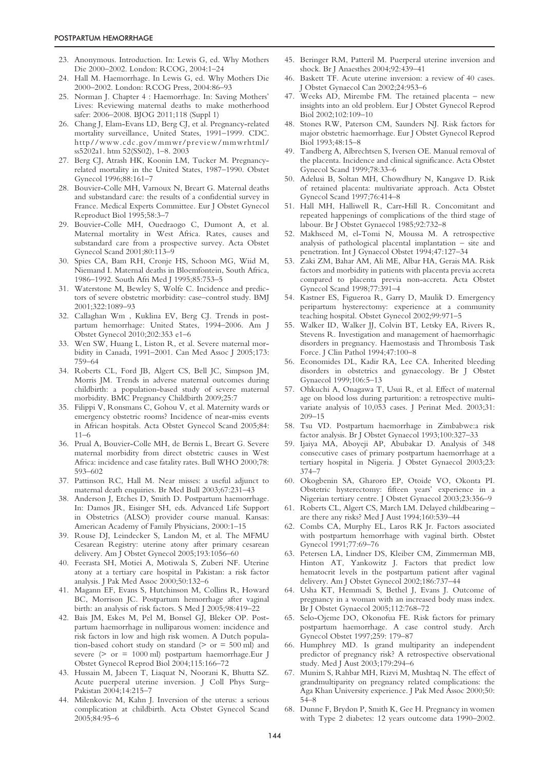23. Anonymous. Introduction. In: Lewis G, ed. Why Mothers Die 2000–2002. London: RCOG, 2004:1–24
24. Hall M. Haemorrhage. In Lewis G, ed. Why Mothers Die 2000–2002. London: RCOG Press, 2004:86–93
25. Norman J. Chapter 4 : Haemorrhage. In: Saving Mothers' Lives: Reviewing maternal deaths to make motherhood safer: 2006–2008. BJOG 2011;118 (Suppl 1)
26. Chang J, Elam-Evans LD, Berg CJ, et al. Pregnancy-related mortality surveillance, United States, 1991–1999. CDC. http//www.cdc.gov/mmwr/preview/mmwrhtml/ss5202a1. htm 52(SS02), 1–8. 2003
27. Berg CJ, Atrash HK, Koonin LM, Tucker M. Pregnancy-related mortality in the United States, 1987–1990. Obstet Gynecol 1996;88:161–7
28. Bouvier-Colle MH, Varnoux N, Breart G. Maternal deaths and substandard care: the results of a confidential survey in France. Medical Experts Committee. Eur J Obstet Gynecol Reproduct Biol 1995;58:3–7
29. Bouvier-Colle MH, Ouedraogo C, Dumont A, et al. Maternal mortality in West Africa. Rates, causes and substandard care from a prospective survey. Acta Obstet Gynecol Scand 2001;80:113–9
30. Spies CA, Bam RH, Cronje HS, Schoon MG, Wiid M, Niemand I. Maternal deaths in Bloemfontein, South Africa, 1986–1992. South Afri Med J 1995;85:753–5
31. Waterstone M, Bewley S, Wolfe C. Incidence and predictors of severe obstetric morbidity: case–control study. BMJ 2001;322:1089–93
32. Callaghan Wm , Kuklina EV, Berg CJ. Trends in postpartum hemorrhage: United States, 1994–2006. Am J Obstet Gynecol 2010;202:353 e1–6
33. Wen SW, Huang L, Liston R, et al. Severe maternal morbidity in Canada, 1991–2001. Can Med Assoc J 2005;173: 759–64
34. Roberts CL, Ford JB, Algert CS, Bell JC, Simpson JM, Morris JM. Trends in adverse maternal outcomes during childbirth: a population-based study of severe maternal morbidity. BMC Pregnancy Childbirth 2009;25:7
35. Filippi V, Ronsmans C, Gohou V, et al. Maternity wards or emergency obstetric rooms? Incidence of near-miss events in African hospitals. Acta Obstet Gynecol Scand 2005;84: 11–6
36. Prual A, Bouvier-Colle MH, de Bernis L, Breart G. Severe maternal morbidity from direct obstetric causes in West Africa: incidence and case fatality rates. Bull WHO 2000;78: 593–602
37. Pattinson RC, Hall M. Near misses: a useful adjunct to maternal death enquiries. Br Med Bull 2003;67:231–43
38. Anderson J, Etches D, Smith D. Postpartum haemorrhage. In: Damos JR, Eisinger SH, eds. Advanced Life Support in Obstetrics (ALSO) provider course manual. Kansas: American Academy of Family Physicians, 2000:1–15
39. Rouse DJ, Leindecker S, Landon M, et al. The MFMU Cesarean Registry: uterine atony after primary cesarean delivery. Am J Obstet Gynecol 2005;193:1056–60
40. Feerasta SH, Motiei A, Motiwala S, Zuberi NF. Uterine atony at a tertiary care hospital in Pakistan: a risk factor analysis. J Pak Med Assoc 2000;50:132–6
41. Magann EF, Evans S, Hutchinson M, Collins R, Howard BC, Morrison JC. Postpartum hemorrhage after vaginal birth: an analysis of risk factors. S Med J 2005;98:419–22
42. Bais JM, Eskes M, Pel M, Bonsel GJ, Bleker OP. Postpartum haemorrhage in nulliparous women: incidence and risk factors in low and high risk women. A Dutch population-based cohort study on standard (> or = 500 ml) and severe (> or = 1000 ml) postpartum haemorrhage.Eur J Obstet Gynecol Reprod Biol 2004;115:166–72
43. Hussain M, Jabeen T, Liaquat N, Noorani K, Bhutta SZ. Acute puerperal uterine inversion. J Coll Phys Surg–Pakistan 2004;14:215–7
44. Milenkovic M, Kahn J. Inversion of the uterus: a serious complication at childbirth. Acta Obstet Gynecol Scand 2005;84:95–6
45. Beringer RM, Patteril M. Puerperal uterine inversion and shock. Br J Anaesthes 2004;92:439–41
46. Baskett TF. Acute uterine inversion: a review of 40 cases. J Obstet Gynaecol Can 2002;24:953–6
47. Weeks AD, Mirembe FM. The retained placenta – new insights into an old problem. Eur J Obstet Gynecol Reprod Biol 2002;102:109–10
48. Stones RW, Paterson CM, Saunders NJ. Risk factors for major obstetric haemorrhage. Eur J Obstet Gynecol Reprod Biol 1993;48:15–8
49. Tandberg A, Albrechtsen S, Iversen OE. Manual removal of the placenta. Incidence and clinical significance. Acta Obstet Gynecol Scand 1999;78:33–6
50. Adelusi B, Soltan MH, Chowdhury N, Kangave D. Risk of retained placenta: multivariate approach. Acta Obstet Gynecol Scand 1997;76:414–8
51. Hall MH, Halliwell R, Carr-Hill R. Concomitant and repeated happenings of complications of the third stage of labour. Br J Obstet Gynaecol 1985;92:732–8
52. Makhseed M, el-Tomi N, Moussa M. A retrospective analysis of pathological placental implantation – site and penetration. Int J Gynaecol Obstet 1994;47:127–34
53. Zaki ZM, Bahar AM, Ali ME, Albar HA, Gerais MA. Risk factors and morbidity in patients with placenta previa accreta compared to placenta previa non-accreta. Acta Obstet Gynecol Scand 1998;77:391–4
54. Kastner ES, Figueroa R, Garry D, Maulik D. Emergency peripartum hysterectomy: experience at a community teaching hospital. Obstet Gynecol 2002;99:971–5
55. Walker ID, Walker JJ, Colvin BT, Letsky EA, Rivers R, Stevens R. Investigation and management of haemorrhagic disorders in pregnancy. Haemostasis and Thrombosis Task Force. J Clin Pathol 1994;47:100–8
56. Economides DL, Kadir RA, Lee CA. Inherited bleeding disorders in obstetrics and gynaecology. Br J Obstet Gynaecol 1999;106:5–13
57. Ohkuchi A, Onagawa T, Usui R, et al. Effect of maternal age on blood loss during parturition: a retrospective multivariate analysis of 10,053 cases. J Perinat Med. 2003;31: 209–15
58. Tsu VD. Postpartum haemorrhage in Zimbabwe:a risk factor analysis. Br J Obstet Gynaecol 1993;100:327–33
59. Ijaiya MA, Aboyeji AP, Abubakar D. Analysis of 348 consecutive cases of primary postpartum haemorrhage at a tertiary hospital in Nigeria. J Obstet Gynaecol 2003;23: 374–7
60. Okogbenin SA, Gharoro EP, Otoide VO, Okonta PI. Obstetric hysterectomy: fifteen years' experience in a Nigerian tertiary centre. J Obstet Gynaecol 2003;23:356–9
61. Roberts CL, Algert CS, March LM. Delayed childbearing – are there any risks? Med J Aust 1994;160:539–44
62. Combs CA, Murphy EL, Laros RK Jr. Factors associated with postpartum hemorrhage with vaginal birth. Obstet Gynecol 1991;77:69–76
63. Petersen LA, Lindner DS, Kleiber CM, Zimmerman MB, Hinton AT, Yankowitz J. Factors that predict low hematocrit levels in the postpartum patient after vaginal delivery. Am J Obstet Gynecol 2002;186:737–44
64. Usha KT, Hemmadi S, Bethel J, Evans J. Outcome of pregnancy in a woman with an increased body mass index. Br J Obstet Gynaecol 2005;112:768–72
65. Selo-Ojeme DO, Okonofua FE. Risk factors for primary postpartum haemorrhage. A case control study. Arch Gynecol Obstet 1997;259: 179–87
66. Humphrey MD. Is grand multiparity an independent predictor of pregnancy risk? A retrospective observational study. Med J Aust 2003;179:294–6
67. Munim S, Rahbar MH, Rizvi M, Mushtaq N. The effect of grandmultiparity on pregnancy related complications: the Aga Khan University experience. J Pak Med Assoc 2000;50: 54–8
68. Dunne F, Brydon P, Smith K, Gee H. Pregnancy in women with Type 2 diabetes: 12 years outcome data 1990–2002.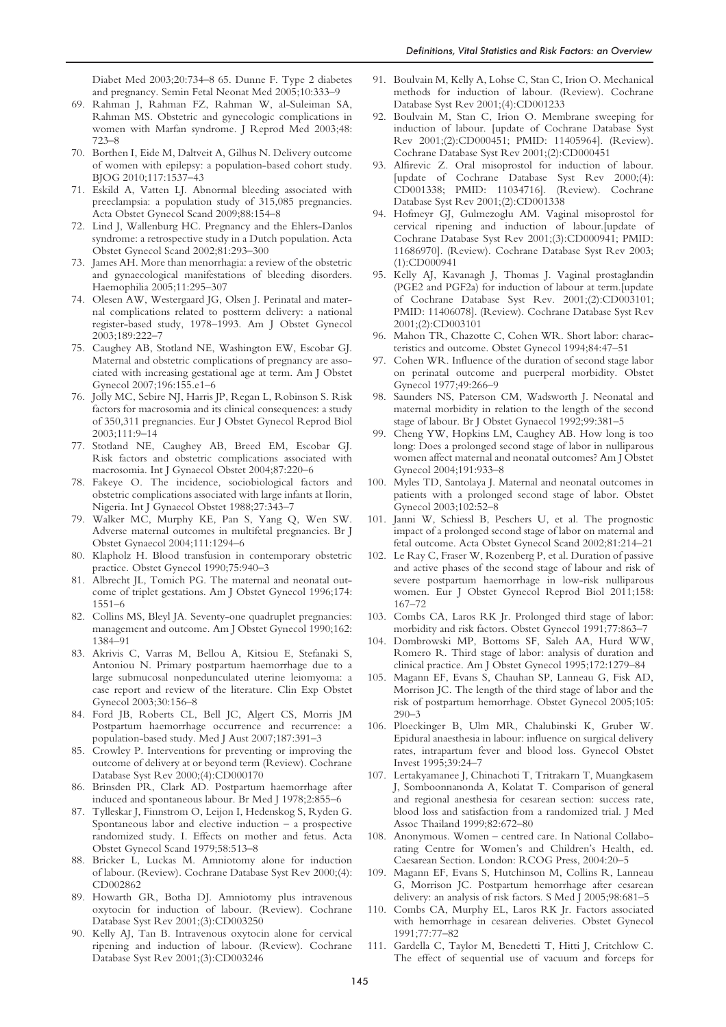Diabet Med 2003;20:734–8 65. Dunne F. Type 2 diabetes and pregnancy. Semin Fetal Neonat Med 2005;10:333–9

69. Rahman J, Rahman FZ, Rahman W, al-Suleiman SA, Rahman MS. Obstetric and gynecologic complications in women with Marfan syndrome. J Reprod Med 2003;48: 723–8
70. Borthen I, Eide M, Daltveit A, Gilhus N. Delivery outcome of women with epilepsy: a population-based cohort study. BJOG 2010;117:1537–43
71. Eskild A, Vatten LJ. Abnormal bleeding associated with preeclampsia: a population study of 315,085 pregnancies. Acta Obstet Gynecol Scand 2009;88:154–8
72. Lind J, Wallenburg HC. Pregnancy and the Ehlers-Danlos syndrome: a retrospective study in a Dutch population. Acta Obstet Gynecol Scand 2002;81:293–300
73. James AH. More than menorrhagia: a review of the obstetric and gynaecological manifestations of bleeding disorders. Haemophilia 2005;11:295–307
74. Olesen AW, Westergaard JG, Olsen J. Perinatal and maternal complications related to postterm delivery: a national register-based study, 1978–1993. Am J Obstet Gynecol 2003;189:222–7
75. Caughey AB, Stotland NE, Washington EW, Escobar GJ. Maternal and obstetric complications of pregnancy are associated with increasing gestational age at term. Am J Obstet Gynecol 2007;196:155.e1–6
76. Jolly MC, Sebire NJ, Harris JP, Regan L, Robinson S. Risk factors for macrosomia and its clinical consequences: a study of 350,311 pregnancies. Eur J Obstet Gynecol Reprod Biol 2003;111:9–14
77. Stotland NE, Caughey AB, Breed EM, Escobar GJ. Risk factors and obstetric complications associated with macrosomia. Int J Gynaecol Obstet 2004;87:220–6
78. Fakeye O. The incidence, sociobiological factors and obstetric complications associated with large infants at Ilorin, Nigeria. Int J Gynaecol Obstet 1988;27:343–7
79. Walker MC, Murphy KE, Pan S, Yang Q, Wen SW. Adverse maternal outcomes in multifetal pregnancies. Br J Obstet Gynaecol 2004;111:1294–6
80. Klapholz H. Blood transfusion in contemporary obstetric practice. Obstet Gynecol 1990;75:940–3
81. Albrecht JL, Tomich PG. The maternal and neonatal outcome of triplet gestations. Am J Obstet Gynecol 1996;174: 1551–6
82. Collins MS, Bleyl JA. Seventy-one quadruplet pregnancies: management and outcome. Am J Obstet Gynecol 1990;162: 1384–91
83. Akrivis C, Varras M, Bellou A, Kitsiou E, Stefanaki S, Antoniou N. Primary postpartum haemorrhage due to a large submucosal nonpedunculated uterine leiomyoma: a case report and review of the literature. Clin Exp Obstet Gynecol 2003;30:156–8
84. Ford JB, Roberts CL, Bell JC, Algert CS, Morris JM Postpartum haemorrhage occurrence and recurrence: a population-based study. Med J Aust 2007;187:391–3
85. Crowley P. Interventions for preventing or improving the outcome of delivery at or beyond term (Review). Cochrane Database Syst Rev 2000;(4):CD000170
86. Brinsden PR, Clark AD. Postpartum haemorrhage after induced and spontaneous labour. Br Med J 1978;2:855–6
87. Tylleskar J, Finnstrom O, Leijon I, Hedenskog S, Ryden G. Spontaneous labor and elective induction – a prospective randomized study. I. Effects on mother and fetus. Acta Obstet Gynecol Scand 1979;58:513–8
88. Bricker L, Luckas M. Amniotomy alone for induction of labour. (Review). Cochrane Database Syst Rev 2000;(4): CD002862
89. Howarth GR, Botha DJ. Amniotomy plus intravenous oxytocin for induction of labour. (Review). Cochrane Database Syst Rev 2001;(3):CD003250
90. Kelly AJ, Tan B. Intravenous oxytocin alone for cervical ripening and induction of labour. (Review). Cochrane Database Syst Rev 2001;(3):CD003246
91. Boulvain M, Kelly A, Lohse C, Stan C, Irion O. Mechanical methods for induction of labour. (Review). Cochrane Database Syst Rev 2001;(4):CD001233
92. Boulvain M, Stan C, Irion O. Membrane sweeping for induction of labour. [update of Cochrane Database Syst Rev 2001;(2):CD000451; PMID: 11405964]. (Review). Cochrane Database Syst Rev 2001;(2):CD000451
93. Alfirevic Z. Oral misoprostol for induction of labour. [update of Cochrane Database Syst Rev 2000;(4): CD001338; PMID: 11034716]. (Review). Cochrane Database Syst Rev 2001;(2):CD001338
94. Hofmeyr GJ, Gulmezoglu AM. Vaginal misoprostol for cervical ripening and induction of labour.[update of Cochrane Database Syst Rev 2001;(3):CD000941; PMID: 11686970]. (Review). Cochrane Database Syst Rev 2003;(1):CD000941
95. Kelly AJ, Kavanagh J, Thomas J. Vaginal prostaglandin (PGE2 and PGF2a) for induction of labour at term.[update of Cochrane Database Syst Rev. 2001;(2):CD003101; PMID: 11406078]. (Review). Cochrane Database Syst Rev 2001;(2):CD003101
96. Mahon TR, Chazotte C, Cohen WR. Short labor: characteristics and outcome. Obstet Gynecol 1994;84:47–51
97. Cohen WR. Influence of the duration of second stage labor on perinatal outcome and puerperal morbidity. Obstet Gynecol 1977;49:266–9
98. Saunders NS, Paterson CM, Wadsworth J. Neonatal and maternal morbidity in relation to the length of the second stage of labour. Br J Obstet Gynaecol 1992;99:381–5
99. Cheng YW, Hopkins LM, Caughey AB. How long is too long: Does a prolonged second stage of labor in nulliparous women affect maternal and neonatal outcomes? Am J Obstet Gynecol 2004;191:933–8
100. Myles TD, Santolaya J. Maternal and neonatal outcomes in patients with a prolonged second stage of labor. Obstet Gynecol 2003;102:52–8
101. Janni W, Schiessl B, Peschers U, et al. The prognostic impact of a prolonged second stage of labor on maternal and fetal outcome. Acta Obstet Gynecol Scand 2002;81:214–21
102. Le Ray C, Fraser W, Rozenberg P, et al. Duration of passive and active phases of the second stage of labour and risk of severe postpartum haemorrhage in low-risk nulliparous women. Eur J Obstet Gynecol Reprod Biol 2011;158: 167–72
103. Combs CA, Laros RK Jr. Prolonged third stage of labor: morbidity and risk factors. Obstet Gynecol 1991;77:863–7
104. Dombrowski MP, Bottoms SF, Saleh AA, Hurd WW, Romero R. Third stage of labor: analysis of duration and clinical practice. Am J Obstet Gynecol 1995;172:1279–84
105. Magann EF, Evans S, Chauhan SP, Lanneau G, Fisk AD, Morrison JC. The length of the third stage of labor and the risk of postpartum hemorrhage. Obstet Gynecol 2005;105: 290–3
106. Ploeckinger B, Ulm MR, Chalubinski K, Gruber W. Epidural anaesthesia in labour: influence on surgical delivery rates, intrapartum fever and blood loss. Gynecol Obstet Invest 1995;39:24–7
107. Lertakyamanee J, Chinachoti T, Tritrakarn T, Muangkasem J, Somboonnanonda A, Kolatat T. Comparison of general and regional anesthesia for cesarean section: success rate, blood loss and satisfaction from a randomized trial. J Med Assoc Thailand 1999;82:672–80
108. Anonymous. Women – centred care. In National Collaborating Centre for Women's and Children's Health, ed. Caesarean Section. London: RCOG Press, 2004:20–5
109. Magann EF, Evans S, Hutchinson M, Collins R, Lanneau G, Morrison JC. Postpartum hemorrhage after cesarean delivery: an analysis of risk factors. S Med J 2005;98:681–5
110. Combs CA, Murphy EL, Laros RK Jr. Factors associated with hemorrhage in cesarean deliveries. Obstet Gynecol 1991;77:77–82
111. Gardella C, Taylor M, Benedetti T, Hitti J, Critchlow C. The effect of sequential use of vacuum and forceps for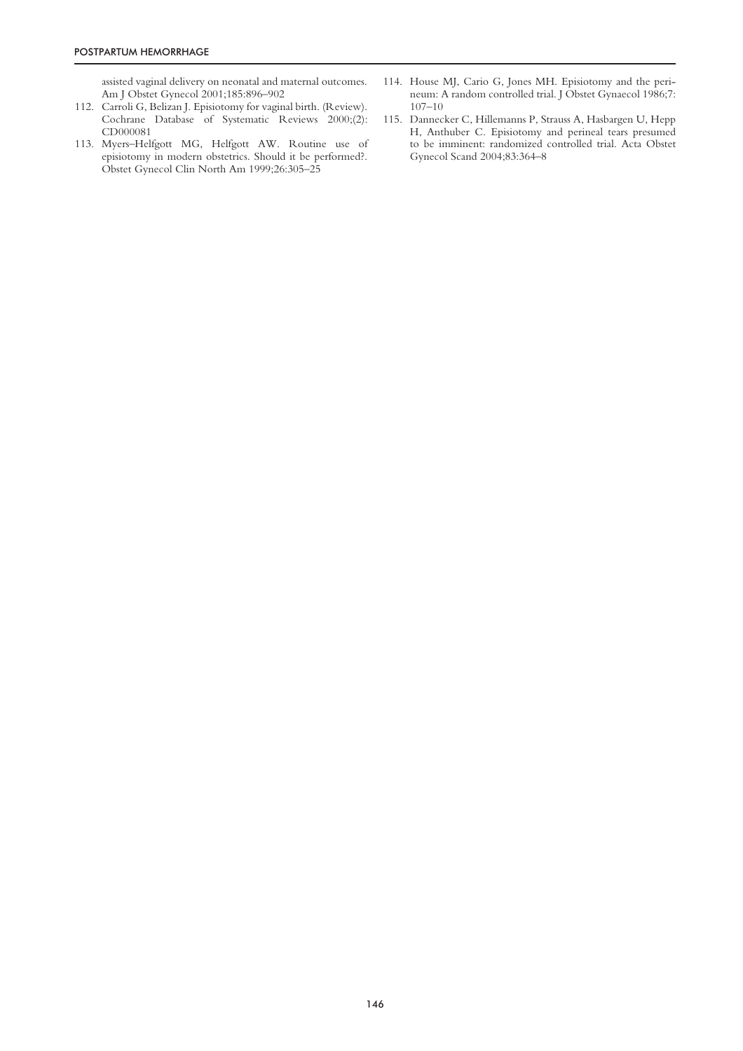assisted vaginal delivery on neonatal and maternal outcomes. Am J Obstet Gynecol 2001;185:896–902

112. Carroli G, Belizan J. Episiotomy for vaginal birth. (Review). Cochrane Database of Systematic Reviews 2000;(2): CD000081
113. Myers–Helfgott MG, Helfgott AW. Routine use of episiotomy in modern obstetrics. Should it be performed?. Obstet Gynecol Clin North Am 1999;26:305–25
114. House MJ, Cario G, Jones MH. Episiotomy and the perineum: A random controlled trial. J Obstet Gynaecol 1986;7: 107–10
115. Dannecker C, Hillemanns P, Strauss A, Hasbargen U, Hepp H, Anthuber C. Episiotomy and perineal tears presumed to be imminent: randomized controlled trial. Acta Obstet Gynecol Scand 2004;83:364–8